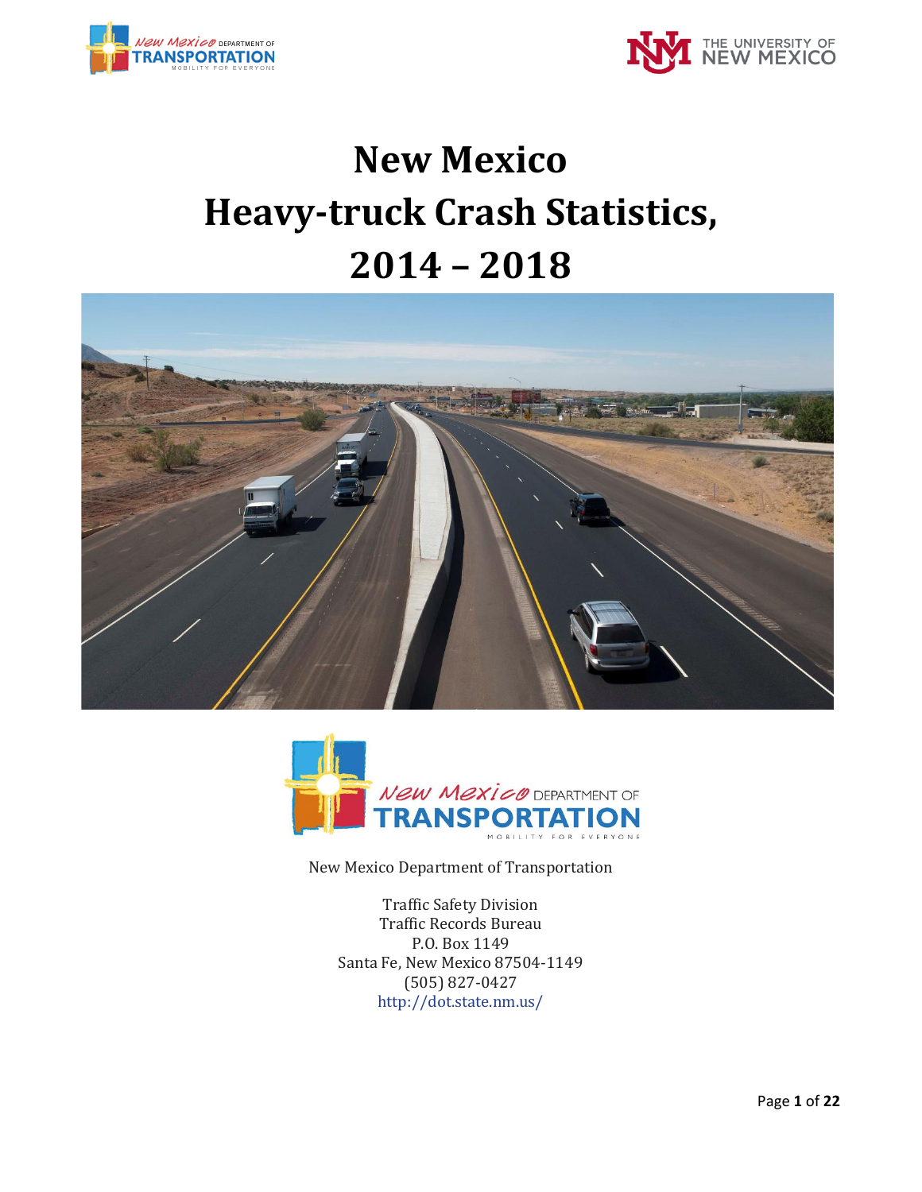# New Mexico Heavy-truck Crash Statistics, 2014 – 2018

New Mexico Department of Transportation

Traffic Safety Division
Traffic Records Bureau
P.O. Box 1149
Santa Fe, New Mexico 87504-1149
(505) 827-0427
http://dot.state.nm.us/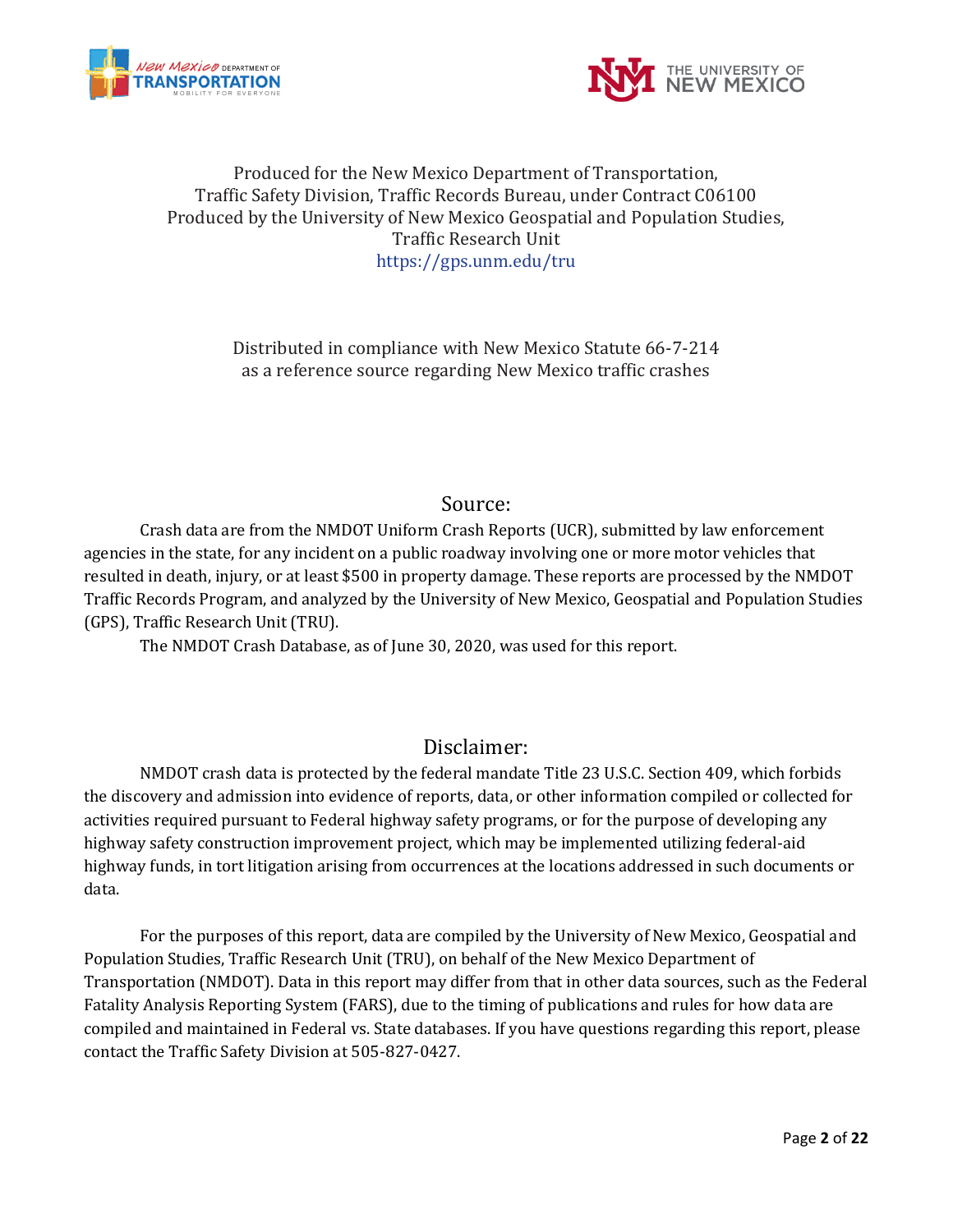Produced for the New Mexico Department of Transportation,
Traffic Safety Division, Traffic Records Bureau, under Contract C06100
Produced by the University of New Mexico Geospatial and Population Studies,
Traffic Research Unit
https://gps.unm.edu/tru

Distributed in compliance with New Mexico Statute 66-7-214
as a reference source regarding New Mexico traffic crashes

## Source:

Crash data are from the NMDOT Uniform Crash Reports (UCR), submitted by law enforcement agencies in the state, for any incident on a public roadway involving one or more motor vehicles that resulted in death, injury, or at least $500 in property damage. These reports are processed by the NMDOT Traffic Records Program, and analyzed by the University of New Mexico, Geospatial and Population Studies (GPS), Traffic Research Unit (TRU).

The NMDOT Crash Database, as of June 30, 2020, was used for this report.

## Disclaimer:

NMDOT crash data is protected by the federal mandate Title 23 U.S.C. Section 409, which forbids the discovery and admission into evidence of reports, data, or other information compiled or collected for activities required pursuant to Federal highway safety programs, or for the purpose of developing any highway safety construction improvement project, which may be implemented utilizing federal-aid highway funds, in tort litigation arising from occurrences at the locations addressed in such documents or data.

For the purposes of this report, data are compiled by the University of New Mexico, Geospatial and Population Studies, Traffic Research Unit (TRU), on behalf of the New Mexico Department of Transportation (NMDOT). Data in this report may differ from that in other data sources, such as the Federal Fatality Analysis Reporting System (FARS), due to the timing of publications and rules for how data are compiled and maintained in Federal vs. State databases. If you have questions regarding this report, please contact the Traffic Safety Division at 505-827-0427.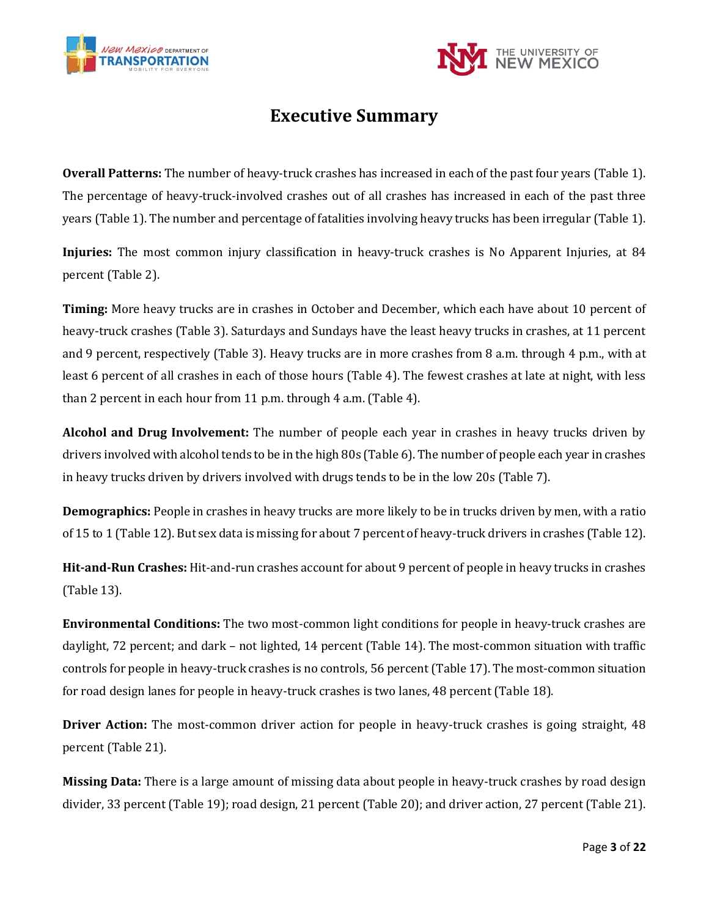# Executive Summary

**Overall Patterns:** The number of heavy-truck crashes has increased in each of the past four years (Table 1). The percentage of heavy-truck-involved crashes out of all crashes has increased in each of the past three years (Table 1). The number and percentage of fatalities involving heavy trucks has been irregular (Table 1).

**Injuries:** The most common injury classification in heavy-truck crashes is No Apparent Injuries, at 84 percent (Table 2).

**Timing:** More heavy trucks are in crashes in October and December, which each have about 10 percent of heavy-truck crashes (Table 3). Saturdays and Sundays have the least heavy trucks in crashes, at 11 percent and 9 percent, respectively (Table 3). Heavy trucks are in more crashes from 8 a.m. through 4 p.m., with at least 6 percent of all crashes in each of those hours (Table 4). The fewest crashes at late at night, with less than 2 percent in each hour from 11 p.m. through 4 a.m. (Table 4).

**Alcohol and Drug Involvement:** The number of people each year in crashes in heavy trucks driven by drivers involved with alcohol tends to be in the high 80s (Table 6). The number of people each year in crashes in heavy trucks driven by drivers involved with drugs tends to be in the low 20s (Table 7).

**Demographics:** People in crashes in heavy trucks are more likely to be in trucks driven by men, with a ratio of 15 to 1 (Table 12). But sex data is missing for about 7 percent of heavy-truck drivers in crashes (Table 12).

**Hit-and-Run Crashes:** Hit-and-run crashes account for about 9 percent of people in heavy trucks in crashes (Table 13).

**Environmental Conditions:** The two most-common light conditions for people in heavy-truck crashes are daylight, 72 percent; and dark – not lighted, 14 percent (Table 14). The most-common situation with traffic controls for people in heavy-truck crashes is no controls, 56 percent (Table 17). The most-common situation for road design lanes for people in heavy-truck crashes is two lanes, 48 percent (Table 18).

**Driver Action:** The most-common driver action for people in heavy-truck crashes is going straight, 48 percent (Table 21).

**Missing Data:** There is a large amount of missing data about people in heavy-truck crashes by road design divider, 33 percent (Table 19); road design, 21 percent (Table 20); and driver action, 27 percent (Table 21).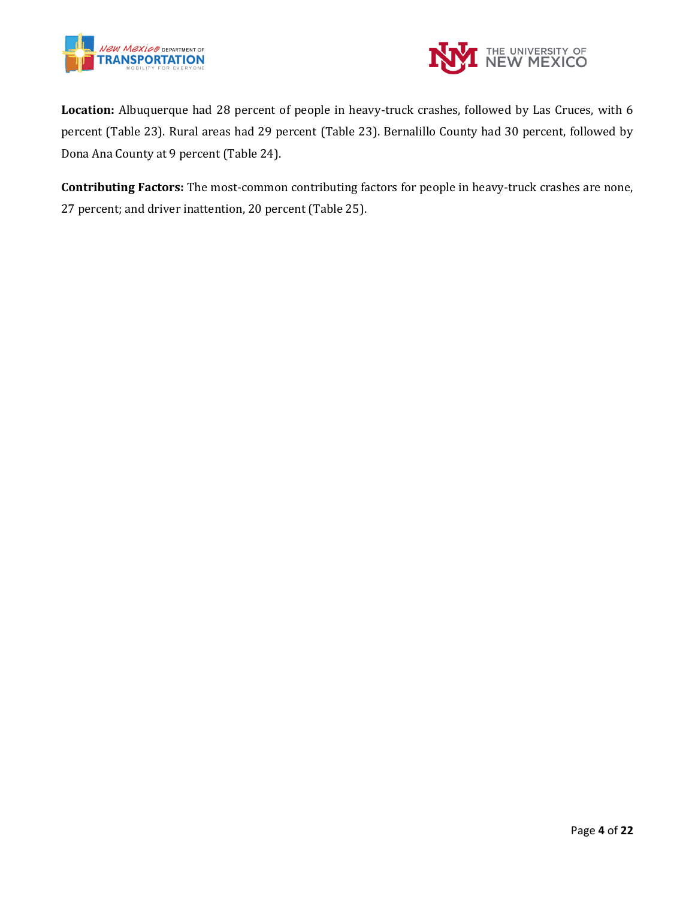**Location:** Albuquerque had 28 percent of people in heavy-truck crashes, followed by Las Cruces, with 6 percent (Table 23). Rural areas had 29 percent (Table 23). Bernalillo County had 30 percent, followed by Dona Ana County at 9 percent (Table 24).

**Contributing Factors:** The most-common contributing factors for people in heavy-truck crashes are none, 27 percent; and driver inattention, 20 percent (Table 25).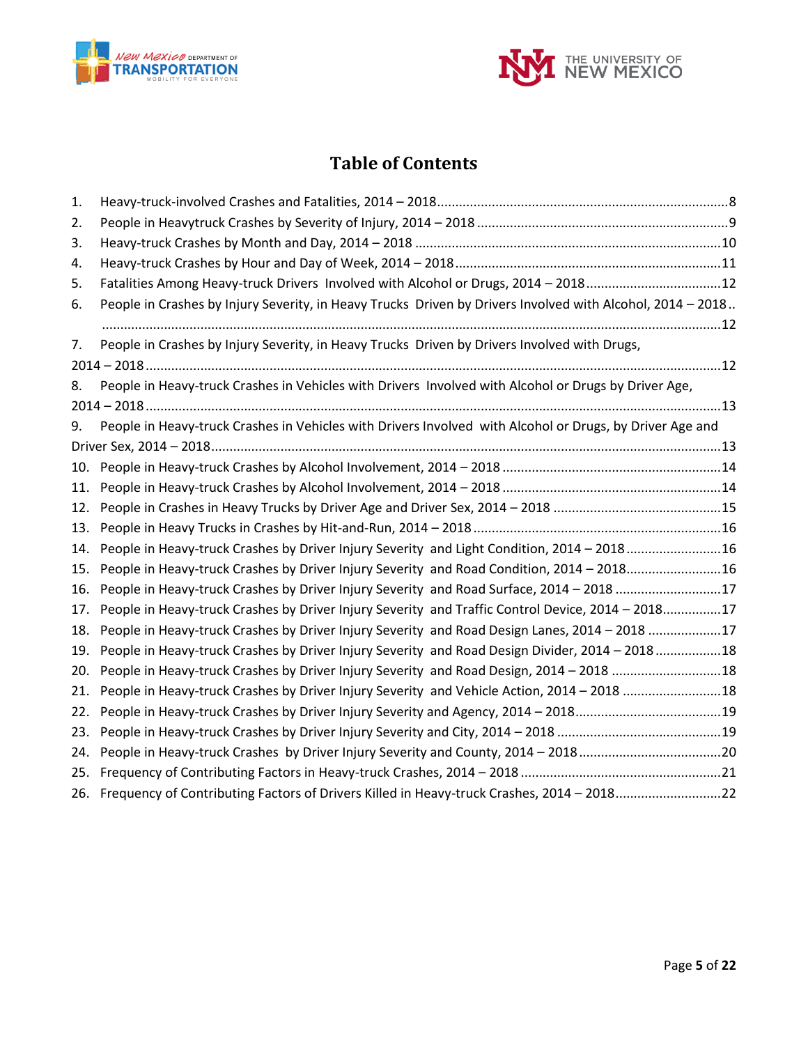# Table of Contents

1. Heavy-truck-involved Crashes and Fatalities, 2014 – 2018 ........ 8
2. People in Heavytruck Crashes by Severity of Injury, 2014 – 2018 ........ 9
3. Heavy-truck Crashes by Month and Day, 2014 – 2018 ........ 10
4. Heavy-truck Crashes by Hour and Day of Week, 2014 – 2018 ........ 11
5. Fatalities Among Heavy-truck Drivers Involved with Alcohol or Drugs, 2014 – 2018 ........ 12
6. People in Crashes by Injury Severity, in Heavy Trucks Driven by Drivers Involved with Alcohol, 2014 – 2018 ........ 12
7. People in Crashes by Injury Severity, in Heavy Trucks Driven by Drivers Involved with Drugs, 2014 – 2018 ........ 12
8. People in Heavy-truck Crashes in Vehicles with Drivers Involved with Alcohol or Drugs by Driver Age, 2014 – 2018 ........ 13
9. People in Heavy-truck Crashes in Vehicles with Drivers Involved with Alcohol or Drugs, by Driver Age and Driver Sex, 2014 – 2018 ........ 13
10. People in Heavy-truck Crashes by Alcohol Involvement, 2014 – 2018 ........ 14
11. People in Heavy-truck Crashes by Alcohol Involvement, 2014 – 2018 ........ 14
12. People in Crashes in Heavy Trucks by Driver Age and Driver Sex, 2014 – 2018 ........ 15
13. People in Heavy Trucks in Crashes by Hit-and-Run, 2014 – 2018 ........ 16
14. People in Heavy-truck Crashes by Driver Injury Severity and Light Condition, 2014 – 2018 ........ 16
15. People in Heavy-truck Crashes by Driver Injury Severity and Road Condition, 2014 – 2018 ........ 16
16. People in Heavy-truck Crashes by Driver Injury Severity and Road Surface, 2014 – 2018 ........ 17
17. People in Heavy-truck Crashes by Driver Injury Severity and Traffic Control Device, 2014 – 2018 ........ 17
18. People in Heavy-truck Crashes by Driver Injury Severity and Road Design Lanes, 2014 – 2018 ........ 17
19. People in Heavy-truck Crashes by Driver Injury Severity and Road Design Divider, 2014 – 2018 ........ 18
20. People in Heavy-truck Crashes by Driver Injury Severity and Road Design, 2014 – 2018 ........ 18
21. People in Heavy-truck Crashes by Driver Injury Severity and Vehicle Action, 2014 – 2018 ........ 18
22. People in Heavy-truck Crashes by Driver Injury Severity and Agency, 2014 – 2018 ........ 19
23. People in Heavy-truck Crashes by Driver Injury Severity and City, 2014 – 2018 ........ 19
24. People in Heavy-truck Crashes by Driver Injury Severity and County, 2014 – 2018 ........ 20
25. Frequency of Contributing Factors in Heavy-truck Crashes, 2014 – 2018 ........ 21
26. Frequency of Contributing Factors of Drivers Killed in Heavy-truck Crashes, 2014 – 2018 ........ 22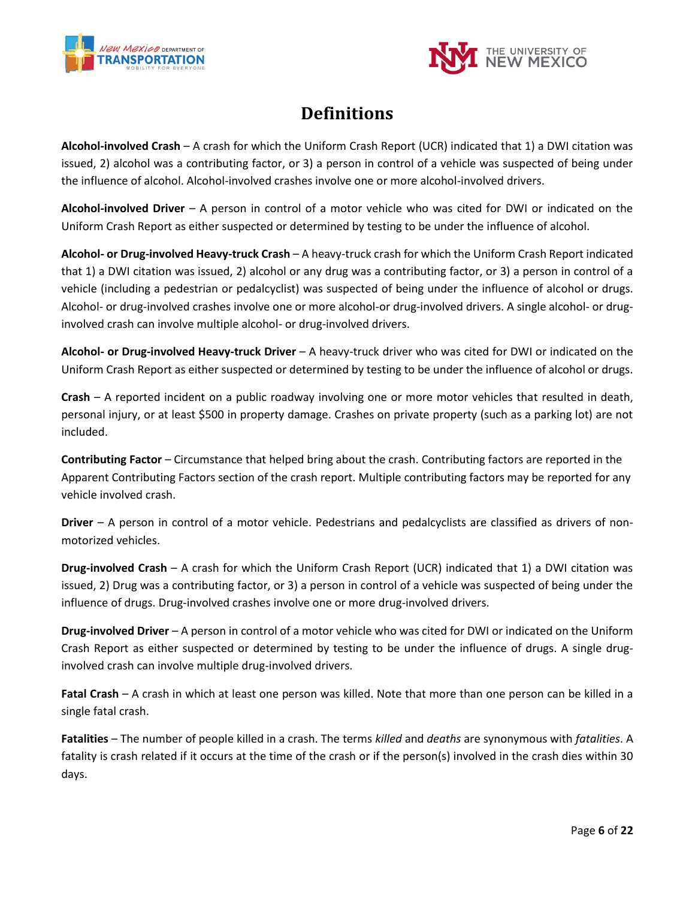# Definitions

**Alcohol-involved Crash** – A crash for which the Uniform Crash Report (UCR) indicated that 1) a DWI citation was issued, 2) alcohol was a contributing factor, or 3) a person in control of a vehicle was suspected of being under the influence of alcohol. Alcohol-involved crashes involve one or more alcohol-involved drivers.

**Alcohol-involved Driver** – A person in control of a motor vehicle who was cited for DWI or indicated on the Uniform Crash Report as either suspected or determined by testing to be under the influence of alcohol.

**Alcohol- or Drug-involved Heavy-truck Crash** – A heavy-truck crash for which the Uniform Crash Report indicated that 1) a DWI citation was issued, 2) alcohol or any drug was a contributing factor, or 3) a person in control of a vehicle (including a pedestrian or pedalcyclist) was suspected of being under the influence of alcohol or drugs. Alcohol- or drug-involved crashes involve one or more alcohol-or drug-involved drivers. A single alcohol- or drug-involved crash can involve multiple alcohol- or drug-involved drivers.

**Alcohol- or Drug-involved Heavy-truck Driver** – A heavy-truck driver who was cited for DWI or indicated on the Uniform Crash Report as either suspected or determined by testing to be under the influence of alcohol or drugs.

**Crash** – A reported incident on a public roadway involving one or more motor vehicles that resulted in death, personal injury, or at least $500 in property damage. Crashes on private property (such as a parking lot) are not included.

**Contributing Factor** – Circumstance that helped bring about the crash. Contributing factors are reported in the Apparent Contributing Factors section of the crash report. Multiple contributing factors may be reported for any vehicle involved crash.

**Driver** – A person in control of a motor vehicle. Pedestrians and pedalcyclists are classified as drivers of non-motorized vehicles.

**Drug-involved Crash** – A crash for which the Uniform Crash Report (UCR) indicated that 1) a DWI citation was issued, 2) Drug was a contributing factor, or 3) a person in control of a vehicle was suspected of being under the influence of drugs. Drug-involved crashes involve one or more drug-involved drivers.

**Drug-involved Driver** – A person in control of a motor vehicle who was cited for DWI or indicated on the Uniform Crash Report as either suspected or determined by testing to be under the influence of drugs. A single drug-involved crash can involve multiple drug-involved drivers.

**Fatal Crash** – A crash in which at least one person was killed. Note that more than one person can be killed in a single fatal crash.

**Fatalities** – The number of people killed in a crash. The terms *killed* and *deaths* are synonymous with *fatalities*. A fatality is crash related if it occurs at the time of the crash or if the person(s) involved in the crash dies within 30 days.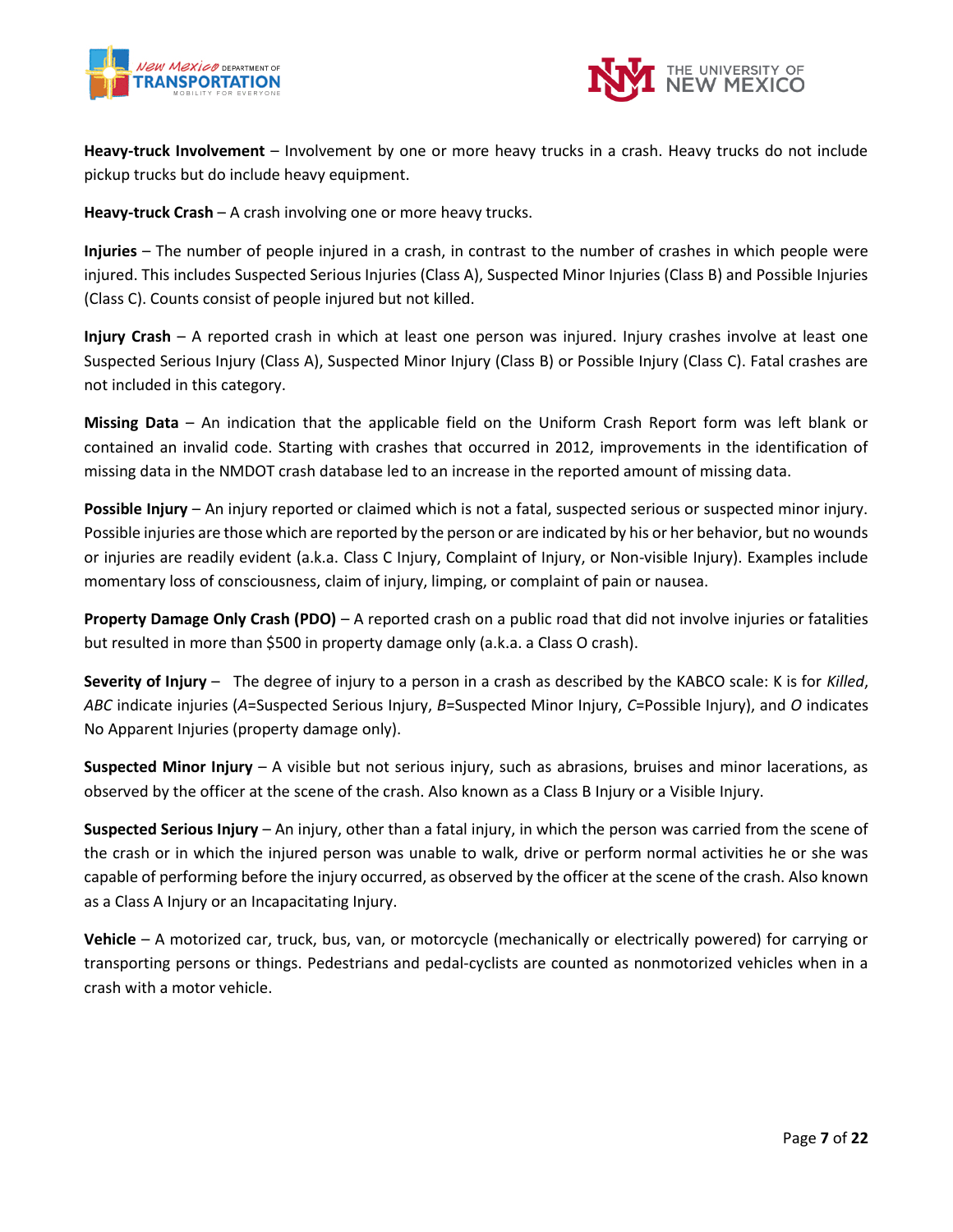**Heavy-truck Involvement** – Involvement by one or more heavy trucks in a crash. Heavy trucks do not include pickup trucks but do include heavy equipment.

**Heavy-truck Crash** – A crash involving one or more heavy trucks.

**Injuries** – The number of people injured in a crash, in contrast to the number of crashes in which people were injured. This includes Suspected Serious Injuries (Class A), Suspected Minor Injuries (Class B) and Possible Injuries (Class C). Counts consist of people injured but not killed.

**Injury Crash** – A reported crash in which at least one person was injured. Injury crashes involve at least one Suspected Serious Injury (Class A), Suspected Minor Injury (Class B) or Possible Injury (Class C). Fatal crashes are not included in this category.

**Missing Data** – An indication that the applicable field on the Uniform Crash Report form was left blank or contained an invalid code. Starting with crashes that occurred in 2012, improvements in the identification of missing data in the NMDOT crash database led to an increase in the reported amount of missing data.

**Possible Injury** – An injury reported or claimed which is not a fatal, suspected serious or suspected minor injury. Possible injuries are those which are reported by the person or are indicated by his or her behavior, but no wounds or injuries are readily evident (a.k.a. Class C Injury, Complaint of Injury, or Non-visible Injury). Examples include momentary loss of consciousness, claim of injury, limping, or complaint of pain or nausea.

**Property Damage Only Crash (PDO)** – A reported crash on a public road that did not involve injuries or fatalities but resulted in more than $500 in property damage only (a.k.a. a Class O crash).

**Severity of Injury** – The degree of injury to a person in a crash as described by the KABCO scale: K is for *Killed*, *ABC* indicate injuries (*A*=Suspected Serious Injury, *B*=Suspected Minor Injury, *C*=Possible Injury), and *O* indicates No Apparent Injuries (property damage only).

**Suspected Minor Injury** – A visible but not serious injury, such as abrasions, bruises and minor lacerations, as observed by the officer at the scene of the crash. Also known as a Class B Injury or a Visible Injury.

**Suspected Serious Injury** – An injury, other than a fatal injury, in which the person was carried from the scene of the crash or in which the injured person was unable to walk, drive or perform normal activities he or she was capable of performing before the injury occurred, as observed by the officer at the scene of the crash. Also known as a Class A Injury or an Incapacitating Injury.

**Vehicle** – A motorized car, truck, bus, van, or motorcycle (mechanically or electrically powered) for carrying or transporting persons or things. Pedestrians and pedal-cyclists are counted as nonmotorized vehicles when in a crash with a motor vehicle.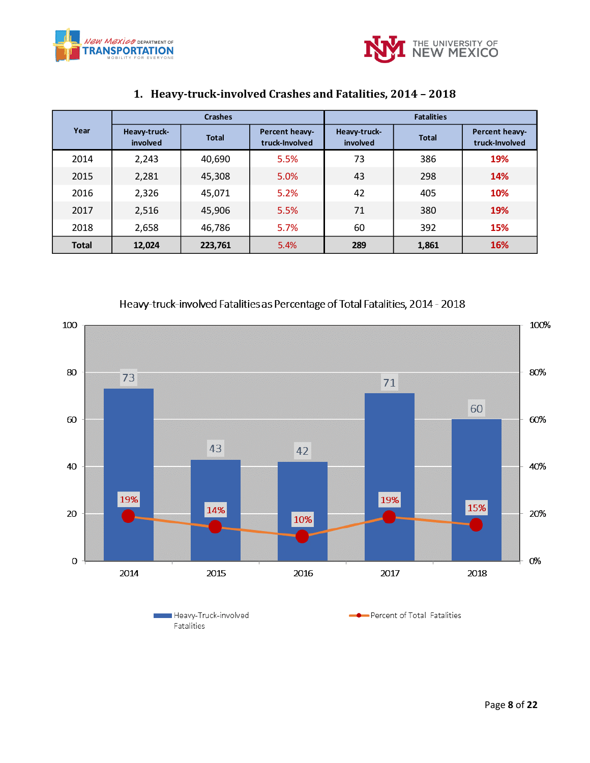## 1. Heavy-truck-involved Crashes and Fatalities, 2014 – 2018

| Year | Crashes | | | Fatalities | | |
|---|---|---|---|---|---|---|
| | Heavy-truck-involved | Total | Percent heavy-truck-Involved | Heavy-truck-involved | Total | Percent heavy-truck-Involved |
| 2014 | 2,243 | 40,690 | 5.5% | 73 | 386 | **19%** |
| 2015 | 2,281 | 45,308 | 5.0% | 43 | 298 | **14%** |
| 2016 | 2,326 | 45,071 | 5.2% | 42 | 405 | **10%** |
| 2017 | 2,516 | 45,906 | 5.5% | 71 | 380 | **19%** |
| 2018 | 2,658 | 46,786 | 5.7% | 60 | 392 | **15%** |
| **Total** | **12,024** | **223,761** | 5.4% | **289** | **1,861** | **16%** |

Heavy-truck-involved Fatalities as Percentage of Total Fatalities, 2014 - 2018

| Year | Heavy-Truck-involved Fatalities | Percent of Total Fatalities |
|---|---|---|
| 2014 | 73 | 19% |
| 2015 | 43 | 14% |
| 2016 | 42 | 10% |
| 2017 | 71 | 19% |
| 2018 | 60 | 15% |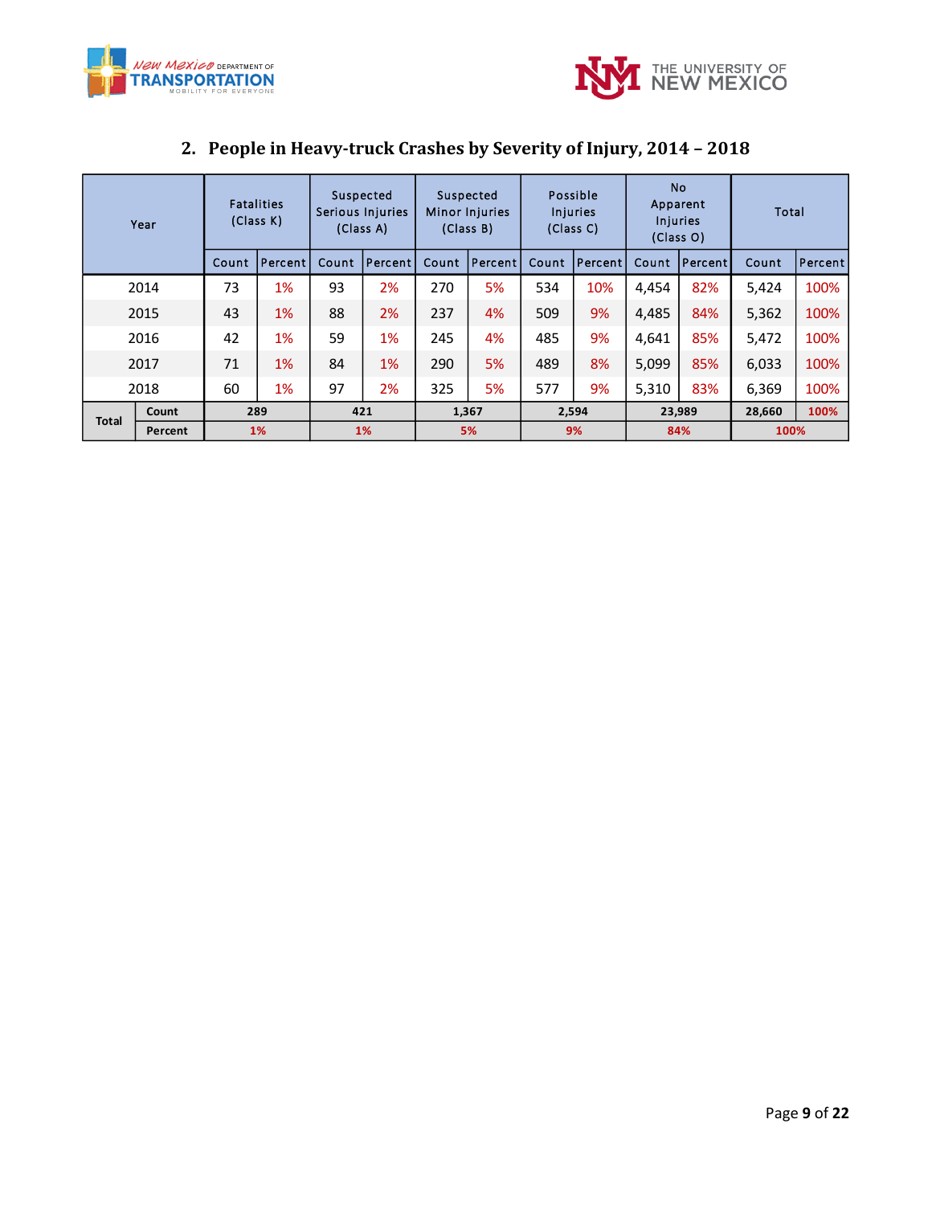## 2. People in Heavy-truck Crashes by Severity of Injury, 2014 – 2018

| Year | | Fatalities (Class K) | | Suspected Serious Injuries (Class A) | | Suspected Minor Injuries (Class B) | | Possible Injuries (Class C) | | No Apparent Injuries (Class O) | | Total | |
|---|---|---|---|---|---|---|---|---|---|---|---|---|---|
| | | Count | Percent | Count | Percent | Count | Percent | Count | Percent | Count | Percent | Count | Percent |
| 2014 | | 73 | 1% | 93 | 2% | 270 | 5% | 534 | 10% | 4,454 | 82% | 5,424 | 100% |
| 2015 | | 43 | 1% | 88 | 2% | 237 | 4% | 509 | 9% | 4,485 | 84% | 5,362 | 100% |
| 2016 | | 42 | 1% | 59 | 1% | 245 | 4% | 485 | 9% | 4,641 | 85% | 5,472 | 100% |
| 2017 | | 71 | 1% | 84 | 1% | 290 | 5% | 489 | 8% | 5,099 | 85% | 6,033 | 100% |
| 2018 | | 60 | 1% | 97 | 2% | 325 | 5% | 577 | 9% | 5,310 | 83% | 6,369 | 100% |
| **Total** | **Count** | **289** | | **421** | | **1,367** | | **2,594** | | **23,989** | | **28,660** | **100%** |
| | **Percent** | **1%** | | **1%** | | **5%** | | **9%** | | **84%** | | **100%** | |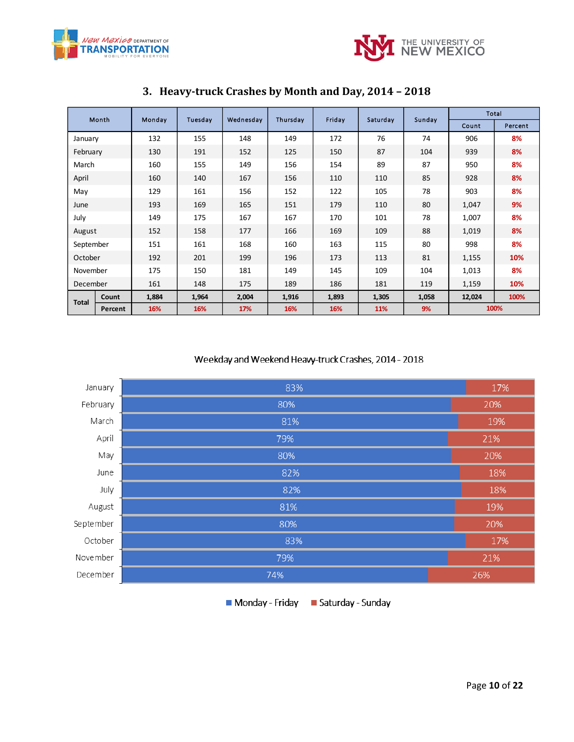## 3. Heavy-truck Crashes by Month and Day, 2014 – 2018

| Month | | Monday | Tuesday | Wednesday | Thursday | Friday | Saturday | Sunday | Total | |
|---|---|---|---|---|---|---|---|---|---|---|
| | | | | | | | | | Count | Percent |
| January | | 132 | 155 | 148 | 149 | 172 | 76 | 74 | 906 | 8% |
| February | | 130 | 191 | 152 | 125 | 150 | 87 | 104 | 939 | 8% |
| March | | 160 | 155 | 149 | 156 | 154 | 89 | 87 | 950 | 8% |
| April | | 160 | 140 | 167 | 156 | 110 | 110 | 85 | 928 | 8% |
| May | | 129 | 161 | 156 | 152 | 122 | 105 | 78 | 903 | 8% |
| June | | 193 | 169 | 165 | 151 | 179 | 110 | 80 | 1,047 | 9% |
| July | | 149 | 175 | 167 | 167 | 170 | 101 | 78 | 1,007 | 8% |
| August | | 152 | 158 | 177 | 166 | 169 | 109 | 88 | 1,019 | 8% |
| September | | 151 | 161 | 168 | 160 | 163 | 115 | 80 | 998 | 8% |
| October | | 192 | 201 | 199 | 196 | 173 | 113 | 81 | 1,155 | 10% |
| November | | 175 | 150 | 181 | 149 | 145 | 109 | 104 | 1,013 | 8% |
| December | | 161 | 148 | 175 | 189 | 186 | 181 | 119 | 1,159 | 10% |
| Total | Count | 1,884 | 1,964 | 2,004 | 1,916 | 1,893 | 1,305 | 1,058 | 12,024 | 100% |
| | Percent | 16% | 16% | 17% | 16% | 16% | 11% | 9% | 100% | |

Weekday and Weekend Heavy-truck Crashes, 2014 - 2018

| Month | Monday - Friday | Saturday - Sunday |
|---|---|---|
| January | 83% | 17% |
| February | 80% | 20% |
| March | 81% | 19% |
| April | 79% | 21% |
| May | 80% | 20% |
| June | 82% | 18% |
| July | 82% | 18% |
| August | 81% | 19% |
| September | 80% | 20% |
| October | 83% | 17% |
| November | 79% | 21% |
| December | 74% | 26% |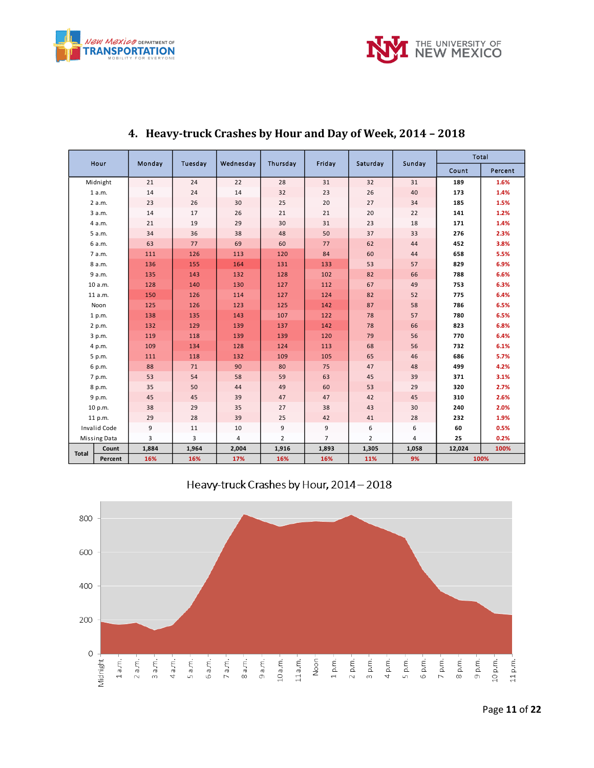## 4. Heavy-truck Crashes by Hour and Day of Week, 2014 – 2018

| Hour | | Monday | Tuesday | Wednesday | Thursday | Friday | Saturday | Sunday | Total | |
|---|---|---|---|---|---|---|---|---|---|---|
| | | | | | | | | | Count | Percent |
| Midnight | | 21 | 24 | 22 | 28 | 31 | 32 | 31 | 189 | 1.6% |
| 1 a.m. | | 14 | 24 | 14 | 32 | 23 | 26 | 40 | 173 | 1.4% |
| 2 a.m. | | 23 | 26 | 30 | 25 | 20 | 27 | 34 | 185 | 1.5% |
| 3 a.m. | | 14 | 17 | 26 | 21 | 21 | 20 | 22 | 141 | 1.2% |
| 4 a.m. | | 21 | 19 | 29 | 30 | 31 | 23 | 18 | 171 | 1.4% |
| 5 a.m. | | 34 | 36 | 38 | 48 | 50 | 37 | 33 | 276 | 2.3% |
| 6 a.m. | | 63 | 77 | 69 | 60 | 77 | 62 | 44 | 452 | 3.8% |
| 7 a.m. | | 111 | 126 | 113 | 120 | 84 | 60 | 44 | 658 | 5.5% |
| 8 a.m. | | 136 | 155 | 164 | 131 | 133 | 53 | 57 | 829 | 6.9% |
| 9 a.m. | | 135 | 143 | 132 | 128 | 102 | 82 | 66 | 788 | 6.6% |
| 10 a.m. | | 128 | 140 | 130 | 127 | 112 | 67 | 49 | 753 | 6.3% |
| 11 a.m. | | 150 | 126 | 114 | 127 | 124 | 82 | 52 | 775 | 6.4% |
| Noon | | 125 | 126 | 123 | 125 | 142 | 87 | 58 | 786 | 6.5% |
| 1 p.m. | | 138 | 135 | 143 | 107 | 122 | 78 | 57 | 780 | 6.5% |
| 2 p.m. | | 132 | 129 | 139 | 137 | 142 | 78 | 66 | 823 | 6.8% |
| 3 p.m. | | 119 | 118 | 139 | 139 | 120 | 79 | 56 | 770 | 6.4% |
| 4 p.m. | | 109 | 134 | 128 | 124 | 113 | 68 | 56 | 732 | 6.1% |
| 5 p.m. | | 111 | 118 | 132 | 109 | 105 | 65 | 46 | 686 | 5.7% |
| 6 p.m. | | 88 | 71 | 90 | 80 | 75 | 47 | 48 | 499 | 4.2% |
| 7 p.m. | | 53 | 54 | 58 | 59 | 63 | 45 | 39 | 371 | 3.1% |
| 8 p.m. | | 35 | 50 | 44 | 49 | 60 | 53 | 29 | 320 | 2.7% |
| 9 p.m. | | 45 | 45 | 39 | 47 | 47 | 42 | 45 | 310 | 2.6% |
| 10 p.m. | | 38 | 29 | 35 | 27 | 38 | 43 | 30 | 240 | 2.0% |
| 11 p.m. | | 29 | 28 | 39 | 25 | 42 | 41 | 28 | 232 | 1.9% |
| Invalid Code | | 9 | 11 | 10 | 9 | 9 | 6 | 6 | 60 | 0.5% |
| Missing Data | | 3 | 3 | 4 | 2 | 7 | 2 | 4 | 25 | 0.2% |
| Total | Count | 1,884 | 1,964 | 2,004 | 1,916 | 1,893 | 1,305 | 1,058 | 12,024 | 100% |
| | Percent | 16% | 16% | 17% | 16% | 16% | 11% | 9% | 100% | |

Heavy-truck Crashes by Hour, 2014 – 2018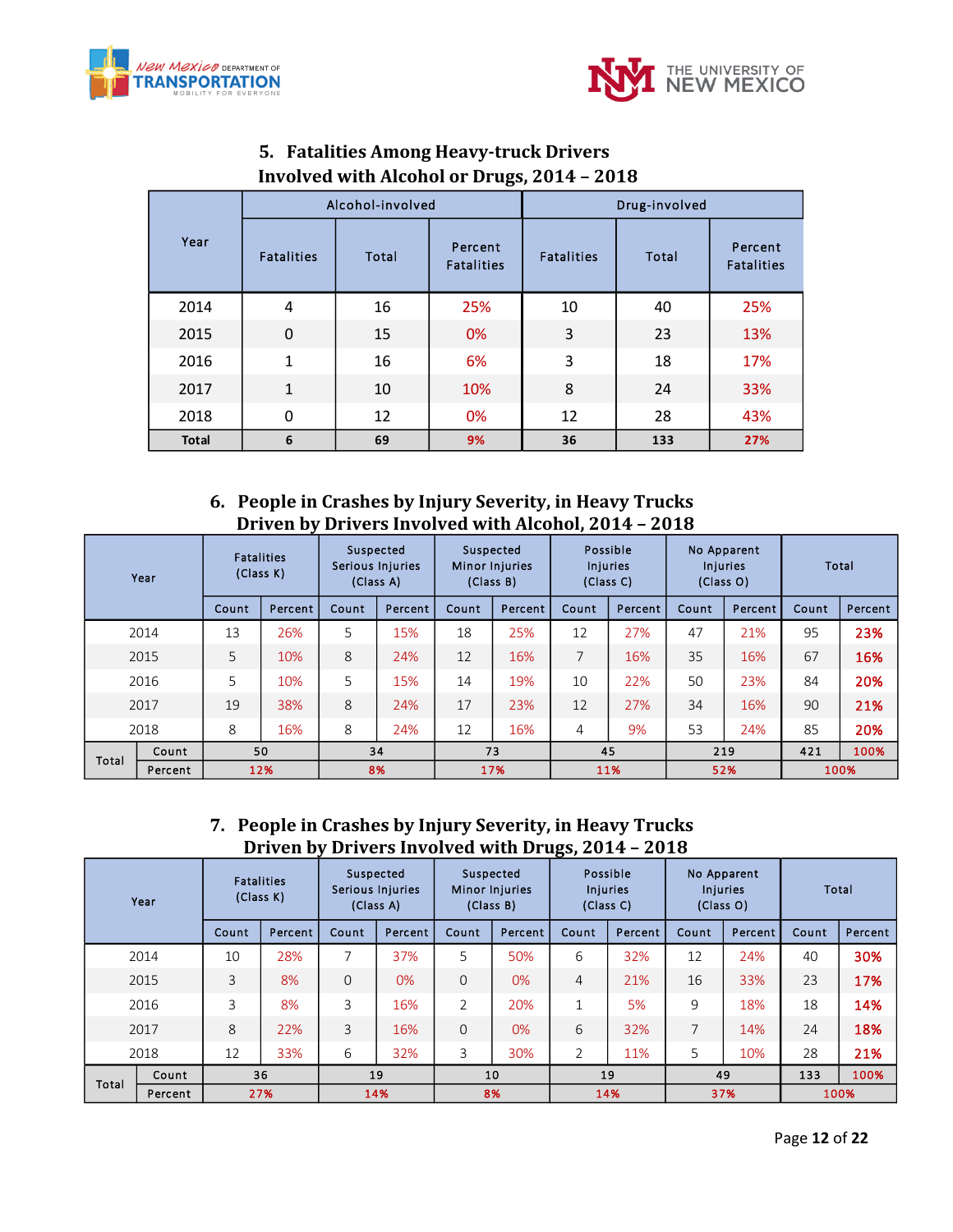## 5. Fatalities Among Heavy-truck Drivers Involved with Alcohol or Drugs, 2014 – 2018

| Year | Alcohol-involved | | | Drug-involved | | |
|---|---|---|---|---|---|---|
| | Fatalities | Total | Percent Fatalities | Fatalities | Total | Percent Fatalities |
| 2014 | 4 | 16 | 25% | 10 | 40 | 25% |
| 2015 | 0 | 15 | 0% | 3 | 23 | 13% |
| 2016 | 1 | 16 | 6% | 3 | 18 | 17% |
| 2017 | 1 | 10 | 10% | 8 | 24 | 33% |
| 2018 | 0 | 12 | 0% | 12 | 28 | 43% |
| **Total** | **6** | **69** | **9%** | **36** | **133** | **27%** |

## 6. People in Crashes by Injury Severity, in Heavy Trucks Driven by Drivers Involved with Alcohol, 2014 – 2018

| Year | | Fatalities (Class K) | | Suspected Serious Injuries (Class A) | | Suspected Minor Injuries (Class B) | | Possible Injuries (Class C) | | No Apparent Injuries (Class O) | | Total | |
|---|---|---|---|---|---|---|---|---|---|---|---|---|---|
| | | Count | Percent | Count | Percent | Count | Percent | Count | Percent | Count | Percent | Count | Percent |
| 2014 | | 13 | 26% | 5 | 15% | 18 | 25% | 12 | 27% | 47 | 21% | 95 | **23%** |
| 2015 | | 5 | 10% | 8 | 24% | 12 | 16% | 7 | 16% | 35 | 16% | 67 | **16%** |
| 2016 | | 5 | 10% | 5 | 15% | 14 | 19% | 10 | 22% | 50 | 23% | 84 | **20%** |
| 2017 | | 19 | 38% | 8 | 24% | 17 | 23% | 12 | 27% | 34 | 16% | 90 | **21%** |
| 2018 | | 8 | 16% | 8 | 24% | 12 | 16% | 4 | 9% | 53 | 24% | 85 | **20%** |
| Total | Count | 50 | | 34 | | 73 | | 45 | | 219 | | 421 | 100% |
| | Percent | 12% | | 8% | | 17% | | 11% | | 52% | | 100% | |

## 7. People in Crashes by Injury Severity, in Heavy Trucks Driven by Drivers Involved with Drugs, 2014 – 2018

| Year | | Fatalities (Class K) | | Suspected Serious Injuries (Class A) | | Suspected Minor Injuries (Class B) | | Possible Injuries (Class C) | | No Apparent Injuries (Class O) | | Total | |
|---|---|---|---|---|---|---|---|---|---|---|---|---|---|
| | | Count | Percent | Count | Percent | Count | Percent | Count | Percent | Count | Percent | Count | Percent |
| 2014 | | 10 | 28% | 7 | 37% | 5 | 50% | 6 | 32% | 12 | 24% | 40 | **30%** |
| 2015 | | 3 | 8% | 0 | 0% | 0 | 0% | 4 | 21% | 16 | 33% | 23 | **17%** |
| 2016 | | 3 | 8% | 3 | 16% | 2 | 20% | 1 | 5% | 9 | 18% | 18 | **14%** |
| 2017 | | 8 | 22% | 3 | 16% | 0 | 0% | 6 | 32% | 7 | 14% | 24 | **18%** |
| 2018 | | 12 | 33% | 6 | 32% | 3 | 30% | 2 | 11% | 5 | 10% | 28 | **21%** |
| Total | Count | 36 | | 19 | | 10 | | 19 | | 49 | | 133 | 100% |
| | Percent | 27% | | 14% | | 8% | | 14% | | 37% | | 100% | |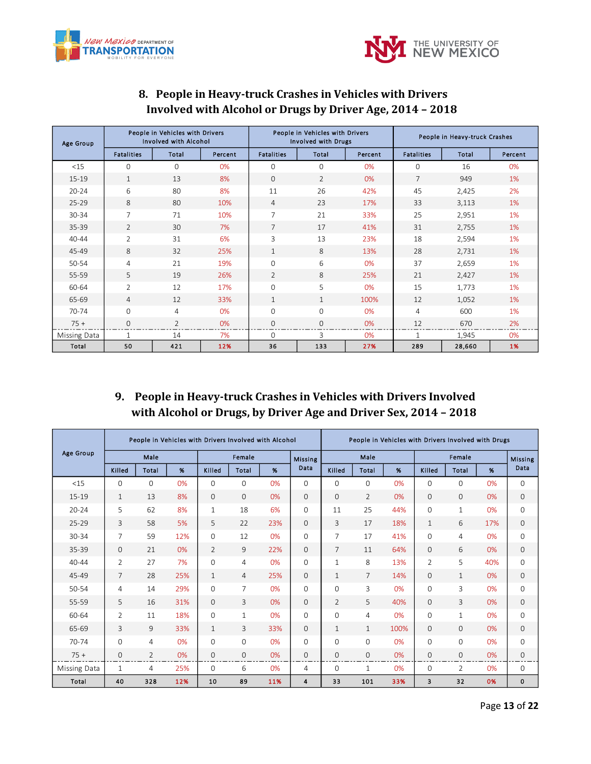## 8. People in Heavy-truck Crashes in Vehicles with Drivers Involved with Alcohol or Drugs by Driver Age, 2014 – 2018

| Age Group | People in Vehicles with Drivers Involved with Alcohol | | | People in Vehicles with Drivers Involved with Drugs | | | People in Heavy-truck Crashes | | |
|---|---|---|---|---|---|---|---|---|---|
| | Fatalities | Total | Percent | Fatalities | Total | Percent | Fatalities | Total | Percent |
| <15 | 0 | 0 | 0% | 0 | 0 | 0% | 0 | 16 | 0% |
| 15-19 | 1 | 13 | 8% | 0 | 2 | 0% | 7 | 949 | 1% |
| 20-24 | 6 | 80 | 8% | 11 | 26 | 42% | 45 | 2,425 | 2% |
| 25-29 | 8 | 80 | 10% | 4 | 23 | 17% | 33 | 3,113 | 1% |
| 30-34 | 7 | 71 | 10% | 7 | 21 | 33% | 25 | 2,951 | 1% |
| 35-39 | 2 | 30 | 7% | 7 | 17 | 41% | 31 | 2,755 | 1% |
| 40-44 | 2 | 31 | 6% | 3 | 13 | 23% | 18 | 2,594 | 1% |
| 45-49 | 8 | 32 | 25% | 1 | 8 | 13% | 28 | 2,731 | 1% |
| 50-54 | 4 | 21 | 19% | 0 | 6 | 0% | 37 | 2,659 | 1% |
| 55-59 | 5 | 19 | 26% | 2 | 8 | 25% | 21 | 2,427 | 1% |
| 60-64 | 2 | 12 | 17% | 0 | 5 | 0% | 15 | 1,773 | 1% |
| 65-69 | 4 | 12 | 33% | 1 | 1 | 100% | 12 | 1,052 | 1% |
| 70-74 | 0 | 4 | 0% | 0 | 0 | 0% | 4 | 600 | 1% |
| 75 + | 0 | 2 | 0% | 0 | 0 | 0% | 12 | 670 | 2% |
| Missing Data | 1 | 14 | 7% | 0 | 3 | 0% | 1 | 1,945 | 0% |
| **Total** | **50** | **421** | **12%** | **36** | **133** | **27%** | **289** | **28,660** | **1%** |

## 9. People in Heavy-truck Crashes in Vehicles with Drivers Involved with Alcohol or Drugs, by Driver Age and Driver Sex, 2014 – 2018

| Age Group | People in Vehicles with Drivers Involved with Alcohol | | | | | | | People in Vehicles with Drivers Involved with Drugs | | | | | | |
|---|---|---|---|---|---|---|---|---|---|---|---|---|---|---|
| | Male | | | Female | | | Missing Data | Male | | | Female | | | Missing Data |
| | Killed | Total | % | Killed | Total | % | | Killed | Total | % | Killed | Total | % | |
| <15 | 0 | 0 | 0% | 0 | 0 | 0% | 0 | 0 | 0 | 0% | 0 | 0 | 0% | 0 |
| 15-19 | 1 | 13 | 8% | 0 | 0 | 0% | 0 | 0 | 2 | 0% | 0 | 0 | 0% | 0 |
| 20-24 | 5 | 62 | 8% | 1 | 18 | 6% | 0 | 11 | 25 | 44% | 0 | 1 | 0% | 0 |
| 25-29 | 3 | 58 | 5% | 5 | 22 | 23% | 0 | 3 | 17 | 18% | 1 | 6 | 17% | 0 |
| 30-34 | 7 | 59 | 12% | 0 | 12 | 0% | 0 | 7 | 17 | 41% | 0 | 4 | 0% | 0 |
| 35-39 | 0 | 21 | 0% | 2 | 9 | 22% | 0 | 7 | 11 | 64% | 0 | 6 | 0% | 0 |
| 40-44 | 2 | 27 | 7% | 0 | 4 | 0% | 0 | 1 | 8 | 13% | 2 | 5 | 40% | 0 |
| 45-49 | 7 | 28 | 25% | 1 | 4 | 25% | 0 | 1 | 7 | 14% | 0 | 1 | 0% | 0 |
| 50-54 | 4 | 14 | 29% | 0 | 7 | 0% | 0 | 0 | 3 | 0% | 0 | 3 | 0% | 0 |
| 55-59 | 5 | 16 | 31% | 0 | 3 | 0% | 0 | 2 | 5 | 40% | 0 | 3 | 0% | 0 |
| 60-64 | 2 | 11 | 18% | 0 | 1 | 0% | 0 | 0 | 4 | 0% | 0 | 1 | 0% | 0 |
| 65-69 | 3 | 9 | 33% | 1 | 3 | 33% | 0 | 1 | 1 | 100% | 0 | 0 | 0% | 0 |
| 70-74 | 0 | 4 | 0% | 0 | 0 | 0% | 0 | 0 | 0 | 0% | 0 | 0 | 0% | 0 |
| 75 + | 0 | 2 | 0% | 0 | 0 | 0% | 0 | 0 | 0 | 0% | 0 | 0 | 0% | 0 |
| Missing Data | 1 | 4 | 25% | 0 | 6 | 0% | 4 | 0 | 1 | 0% | 0 | 2 | 0% | 0 |
| **Total** | **40** | **328** | **12%** | **10** | **89** | **11%** | **4** | **33** | **101** | **33%** | **3** | **32** | **0%** | **0** |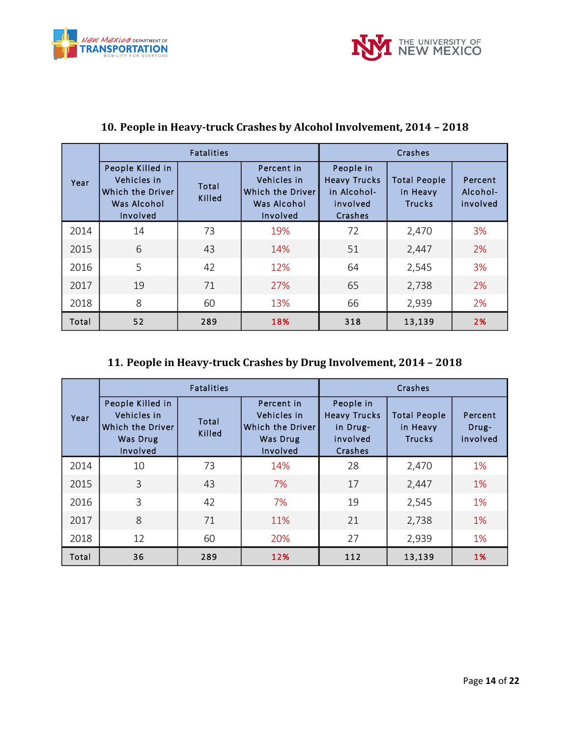## 10. People in Heavy-truck Crashes by Alcohol Involvement, 2014 – 2018

| Year | Fatalities | | | Crashes | | |
|---|---|---|---|---|---|---|
| | People Killed in Vehicles in Which the Driver Was Alcohol Involved | Total Killed | Percent in Vehicles in Which the Driver Was Alcohol Involved | People in Heavy Trucks in Alcohol-involved Crashes | Total People in Heavy Trucks | Percent Alcohol-involved |
| 2014 | 14 | 73 | 19% | 72 | 2,470 | 3% |
| 2015 | 6 | 43 | 14% | 51 | 2,447 | 2% |
| 2016 | 5 | 42 | 12% | 64 | 2,545 | 3% |
| 2017 | 19 | 71 | 27% | 65 | 2,738 | 2% |
| 2018 | 8 | 60 | 13% | 66 | 2,939 | 2% |
| Total | 52 | 289 | 18% | 318 | 13,139 | 2% |

## 11. People in Heavy-truck Crashes by Drug Involvement, 2014 – 2018

| Year | Fatalities | | | Crashes | | |
|---|---|---|---|---|---|---|
| | People Killed in Vehicles in Which the Driver Was Drug Involved | Total Killed | Percent in Vehicles in Which the Driver Was Drug Involved | People in Heavy Trucks in Drug-involved Crashes | Total People in Heavy Trucks | Percent Drug-involved |
| 2014 | 10 | 73 | 14% | 28 | 2,470 | 1% |
| 2015 | 3 | 43 | 7% | 17 | 2,447 | 1% |
| 2016 | 3 | 42 | 7% | 19 | 2,545 | 1% |
| 2017 | 8 | 71 | 11% | 21 | 2,738 | 1% |
| 2018 | 12 | 60 | 20% | 27 | 2,939 | 1% |
| Total | 36 | 289 | 12% | 112 | 13,139 | 1% |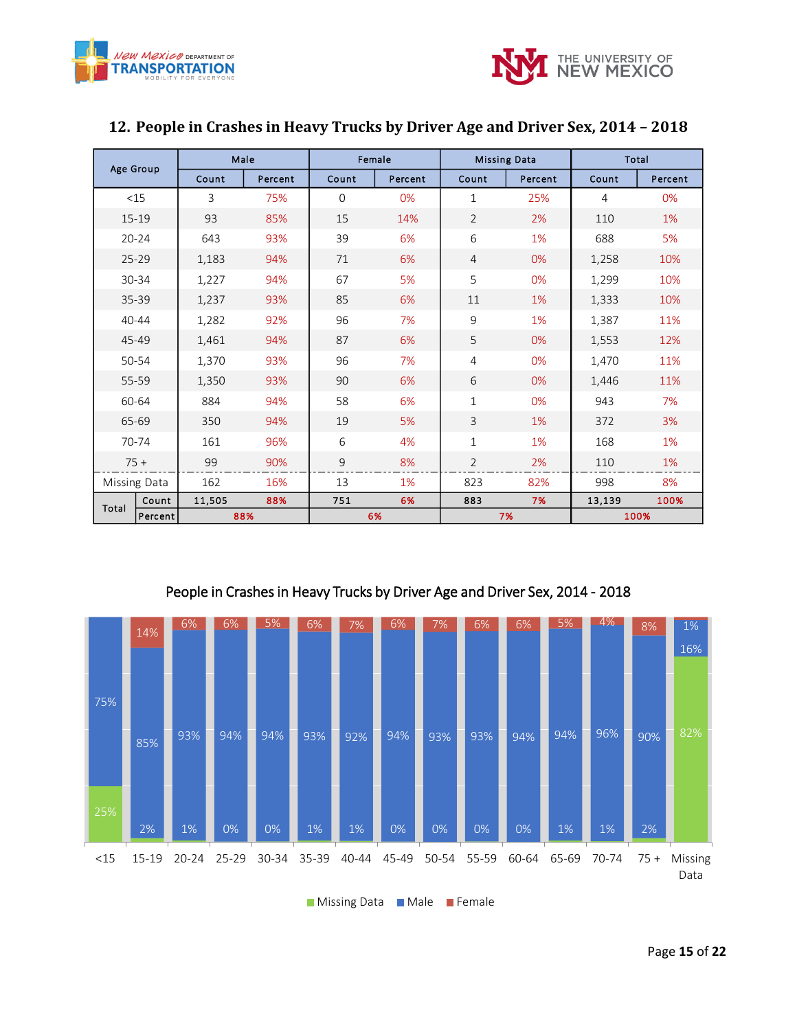## 12. People in Crashes in Heavy Trucks by Driver Age and Driver Sex, 2014 – 2018

| Age Group | Male | | Female | | Missing Data | | Total | |
|---|---|---|---|---|---|---|---|---|
| | Count | Percent | Count | Percent | Count | Percent | Count | Percent |
| <15 | 3 | 75% | 0 | 0% | 1 | 25% | 4 | 0% |
| 15-19 | 93 | 85% | 15 | 14% | 2 | 2% | 110 | 1% |
| 20-24 | 643 | 93% | 39 | 6% | 6 | 1% | 688 | 5% |
| 25-29 | 1,183 | 94% | 71 | 6% | 4 | 0% | 1,258 | 10% |
| 30-34 | 1,227 | 94% | 67 | 5% | 5 | 0% | 1,299 | 10% |
| 35-39 | 1,237 | 93% | 85 | 6% | 11 | 1% | 1,333 | 10% |
| 40-44 | 1,282 | 92% | 96 | 7% | 9 | 1% | 1,387 | 11% |
| 45-49 | 1,461 | 94% | 87 | 6% | 5 | 0% | 1,553 | 12% |
| 50-54 | 1,370 | 93% | 96 | 7% | 4 | 0% | 1,470 | 11% |
| 55-59 | 1,350 | 93% | 90 | 6% | 6 | 0% | 1,446 | 11% |
| 60-64 | 884 | 94% | 58 | 6% | 1 | 0% | 943 | 7% |
| 65-69 | 350 | 94% | 19 | 5% | 3 | 1% | 372 | 3% |
| 70-74 | 161 | 96% | 6 | 4% | 1 | 1% | 168 | 1% |
| 75 + | 99 | 90% | 9 | 8% | 2 | 2% | 110 | 1% |
| Missing Data | 162 | 16% | 13 | 1% | 823 | 82% | 998 | 8% |
| Total Count | 11,505 | 88% | 751 | 6% | 883 | 7% | 13,139 | 100% |
| Total Percent | 88% | | 6% | | 7% | | 100% | |

### People in Crashes in Heavy Trucks by Driver Age and Driver Sex, 2014 - 2018

| Age Group | Missing Data | Male | Female |
|---|---|---|---|
| <15 | 25% | 75% | |
| 15-19 | 2% | 85% | 14% |
| 20-24 | 1% | 93% | 6% |
| 25-29 | 0% | 94% | 6% |
| 30-34 | 0% | 94% | 5% |
| 35-39 | 1% | 93% | 6% |
| 40-44 | 1% | 92% | 7% |
| 45-49 | 0% | 94% | 6% |
| 50-54 | 0% | 93% | 7% |
| 55-59 | 0% | 93% | 6% |
| 60-64 | 0% | 94% | 6% |
| 65-69 | 1% | 94% | 5% |
| 70-74 | 1% | 96% | 4% |
| 75 + | 2% | 90% | 8% |
| Missing Data | 82% | 16% | 1% |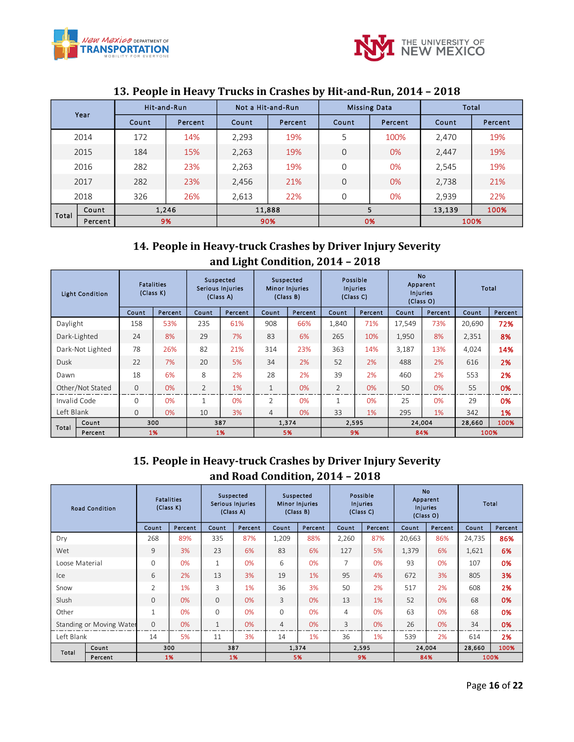## 13. People in Heavy Trucks in Crashes by Hit-and-Run, 2014 – 2018

| Year | | Hit-and-Run | | Not a Hit-and-Run | | Missing Data | | Total | |
|---|---|---|---|---|---|---|---|---|---|
| | | Count | Percent | Count | Percent | Count | Percent | Count | Percent |
| 2014 | | 172 | 14% | 2,293 | 19% | 5 | 100% | 2,470 | 19% |
| 2015 | | 184 | 15% | 2,263 | 19% | 0 | 0% | 2,447 | 19% |
| 2016 | | 282 | 23% | 2,263 | 19% | 0 | 0% | 2,545 | 19% |
| 2017 | | 282 | 23% | 2,456 | 21% | 0 | 0% | 2,738 | 21% |
| 2018 | | 326 | 26% | 2,613 | 22% | 0 | 0% | 2,939 | 22% |
| Total | Count | 1,246 | | 11,888 | | 5 | | 13,139 | 100% |
| | Percent | 9% | | 90% | | 0% | | 100% | |

## 14. People in Heavy-truck Crashes by Driver Injury Severity and Light Condition, 2014 – 2018

| Light Condition | | Fatalities (Class K) | | Suspected Serious Injuries (Class A) | | Suspected Minor Injuries (Class B) | | Possible Injuries (Class C) | | No Apparent Injuries (Class O) | | Total | |
|---|---|---|---|---|---|---|---|---|---|---|---|---|---|
| | | Count | Percent | Count | Percent | Count | Percent | Count | Percent | Count | Percent | Count | Percent |
| Daylight | | 158 | 53% | 235 | 61% | 908 | 66% | 1,840 | 71% | 17,549 | 73% | 20,690 | 72% |
| Dark-Lighted | | 24 | 8% | 29 | 7% | 83 | 6% | 265 | 10% | 1,950 | 8% | 2,351 | 8% |
| Dark-Not Lighted | | 78 | 26% | 82 | 21% | 314 | 23% | 363 | 14% | 3,187 | 13% | 4,024 | 14% |
| Dusk | | 22 | 7% | 20 | 5% | 34 | 2% | 52 | 2% | 488 | 2% | 616 | 2% |
| Dawn | | 18 | 6% | 8 | 2% | 28 | 2% | 39 | 2% | 460 | 2% | 553 | 2% |
| Other/Not Stated | | 0 | 0% | 2 | 1% | 1 | 0% | 2 | 0% | 50 | 0% | 55 | 0% |
| Invalid Code | | 0 | 0% | 1 | 0% | 2 | 0% | 1 | 0% | 25 | 0% | 29 | 0% |
| Left Blank | | 0 | 0% | 10 | 3% | 4 | 0% | 33 | 1% | 295 | 1% | 342 | 1% |
| Total | Count | 300 | | 387 | | 1,374 | | 2,595 | | 24,004 | | 28,660 | 100% |
| | Percent | 1% | | 1% | | 5% | | 9% | | 84% | | 100% | |

## 15. People in Heavy-truck Crashes by Driver Injury Severity and Road Condition, 2014 – 2018

| Road Condition | | Fatalities (Class K) | | Suspected Serious Injuries (Class A) | | Suspected Minor Injuries (Class B) | | Possible Injuries (Class C) | | No Apparent Injuries (Class O) | | Total | |
|---|---|---|---|---|---|---|---|---|---|---|---|---|---|
| | | Count | Percent | Count | Percent | Count | Percent | Count | Percent | Count | Percent | Count | Percent |
| Dry | | 268 | 89% | 335 | 87% | 1,209 | 88% | 2,260 | 87% | 20,663 | 86% | 24,735 | 86% |
| Wet | | 9 | 3% | 23 | 6% | 83 | 6% | 127 | 5% | 1,379 | 6% | 1,621 | 6% |
| Loose Material | | 0 | 0% | 1 | 0% | 6 | 0% | 7 | 0% | 93 | 0% | 107 | 0% |
| Ice | | 6 | 2% | 13 | 3% | 19 | 1% | 95 | 4% | 672 | 3% | 805 | 3% |
| Snow | | 2 | 1% | 3 | 1% | 36 | 3% | 50 | 2% | 517 | 2% | 608 | 2% |
| Slush | | 0 | 0% | 0 | 0% | 3 | 0% | 13 | 1% | 52 | 0% | 68 | 0% |
| Other | | 1 | 0% | 0 | 0% | 0 | 0% | 4 | 0% | 63 | 0% | 68 | 0% |
| Standing or Moving Water | | 0 | 0% | 1 | 0% | 4 | 0% | 3 | 0% | 26 | 0% | 34 | 0% |
| Left Blank | | 14 | 5% | 11 | 3% | 14 | 1% | 36 | 1% | 539 | 2% | 614 | 2% |
| Total | Count | 300 | | 387 | | 1,374 | | 2,595 | | 24,004 | | 28,660 | 100% |
| | Percent | 1% | | 1% | | 5% | | 9% | | 84% | | 100% | |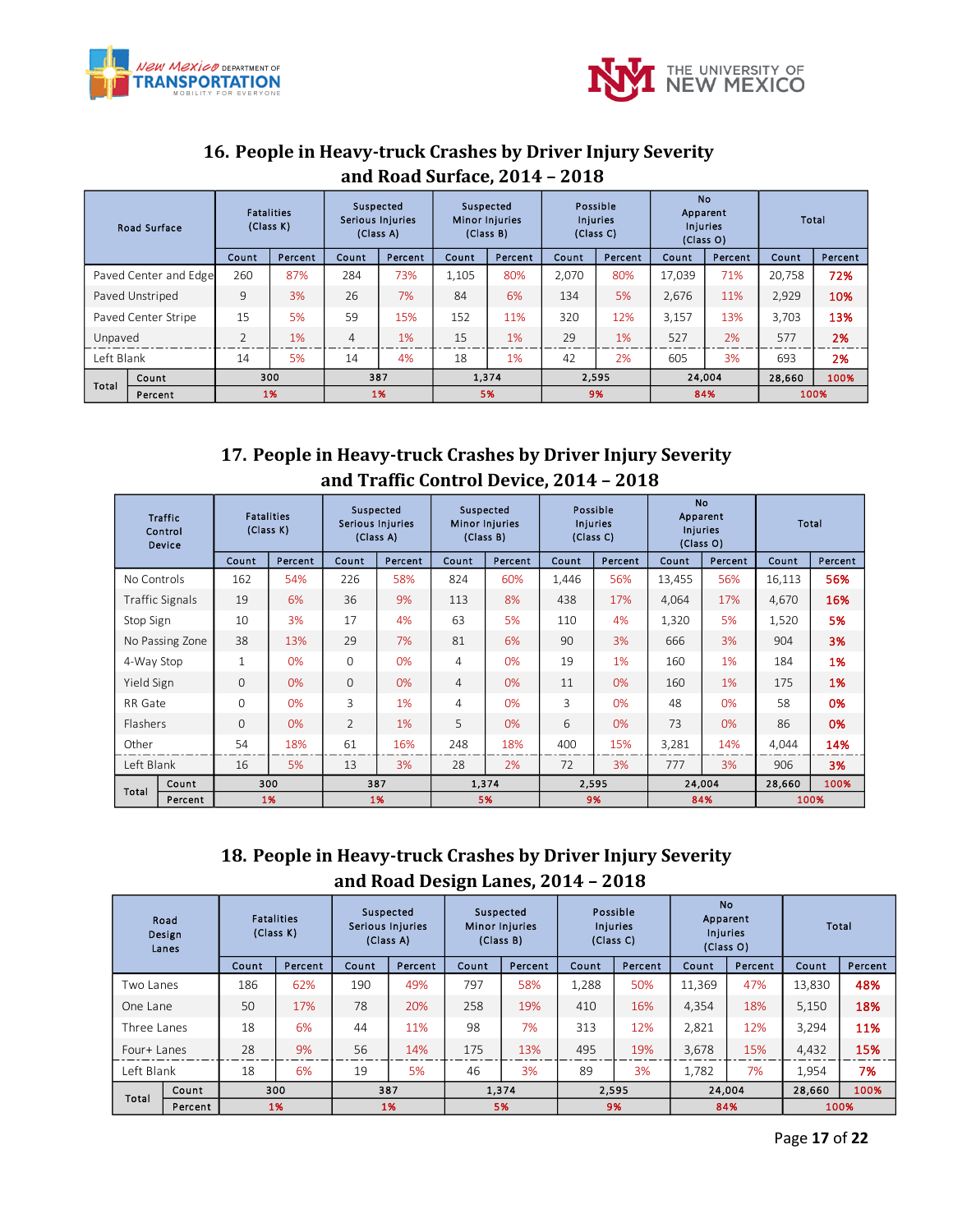## 16. People in Heavy-truck Crashes by Driver Injury Severity and Road Surface, 2014 – 2018

| Road Surface | | Fatalities (Class K) | | Suspected Serious Injuries (Class A) | | Suspected Minor Injuries (Class B) | | Possible Injuries (Class C) | | No Apparent Injuries (Class O) | | Total | |
|---|---|---|---|---|---|---|---|---|---|---|---|---|---|
| | | Count | Percent | Count | Percent | Count | Percent | Count | Percent | Count | Percent | Count | Percent |
| Paved Center and Edge | | 260 | 87% | 284 | 73% | 1,105 | 80% | 2,070 | 80% | 17,039 | 71% | 20,758 | **72%** |
| Paved Unstriped | | 9 | 3% | 26 | 7% | 84 | 6% | 134 | 5% | 2,676 | 11% | 2,929 | **10%** |
| Paved Center Stripe | | 15 | 5% | 59 | 15% | 152 | 11% | 320 | 12% | 3,157 | 13% | 3,703 | **13%** |
| Unpaved | | 2 | 1% | 4 | 1% | 15 | 1% | 29 | 1% | 527 | 2% | 577 | **2%** |
| Left Blank | | 14 | 5% | 14 | 4% | 18 | 1% | 42 | 2% | 605 | 3% | 693 | **2%** |
| Total | Count | 300 | | 387 | | 1,374 | | 2,595 | | 24,004 | | 28,660 | 100% |
| | Percent | 1% | | 1% | | 5% | | 9% | | 84% | | 100% | |

## 17. People in Heavy-truck Crashes by Driver Injury Severity and Traffic Control Device, 2014 – 2018

| Traffic Control Device | | Fatalities (Class K) | | Suspected Serious Injuries (Class A) | | Suspected Minor Injuries (Class B) | | Possible Injuries (Class C) | | No Apparent Injuries (Class O) | | Total | |
|---|---|---|---|---|---|---|---|---|---|---|---|---|---|
| | | Count | Percent | Count | Percent | Count | Percent | Count | Percent | Count | Percent | Count | Percent |
| No Controls | | 162 | 54% | 226 | 58% | 824 | 60% | 1,446 | 56% | 13,455 | 56% | 16,113 | **56%** |
| Traffic Signals | | 19 | 6% | 36 | 9% | 113 | 8% | 438 | 17% | 4,064 | 17% | 4,670 | **16%** |
| Stop Sign | | 10 | 3% | 17 | 4% | 63 | 5% | 110 | 4% | 1,320 | 5% | 1,520 | **5%** |
| No Passing Zone | | 38 | 13% | 29 | 7% | 81 | 6% | 90 | 3% | 666 | 3% | 904 | **3%** |
| 4-Way Stop | | 1 | 0% | 0 | 0% | 4 | 0% | 19 | 1% | 160 | 1% | 184 | **1%** |
| Yield Sign | | 0 | 0% | 0 | 0% | 4 | 0% | 11 | 0% | 160 | 1% | 175 | **1%** |
| RR Gate | | 0 | 0% | 3 | 1% | 4 | 0% | 3 | 0% | 48 | 0% | 58 | **0%** |
| Flashers | | 0 | 0% | 2 | 1% | 5 | 0% | 6 | 0% | 73 | 0% | 86 | **0%** |
| Other | | 54 | 18% | 61 | 16% | 248 | 18% | 400 | 15% | 3,281 | 14% | 4,044 | **14%** |
| Left Blank | | 16 | 5% | 13 | 3% | 28 | 2% | 72 | 3% | 777 | 3% | 906 | **3%** |
| Total | Count | 300 | | 387 | | 1,374 | | 2,595 | | 24,004 | | 28,660 | 100% |
| | Percent | 1% | | 1% | | 5% | | 9% | | 84% | | 100% | |

## 18. People in Heavy-truck Crashes by Driver Injury Severity and Road Design Lanes, 2014 – 2018

| Road Design Lanes | | Fatalities (Class K) | | Suspected Serious Injuries (Class A) | | Suspected Minor Injuries (Class B) | | Possible Injuries (Class C) | | No Apparent Injuries (Class O) | | Total | |
|---|---|---|---|---|---|---|---|---|---|---|---|---|---|
| | | Count | Percent | Count | Percent | Count | Percent | Count | Percent | Count | Percent | Count | Percent |
| Two Lanes | | 186 | 62% | 190 | 49% | 797 | 58% | 1,288 | 50% | 11,369 | 47% | 13,830 | **48%** |
| One Lane | | 50 | 17% | 78 | 20% | 258 | 19% | 410 | 16% | 4,354 | 18% | 5,150 | **18%** |
| Three Lanes | | 18 | 6% | 44 | 11% | 98 | 7% | 313 | 12% | 2,821 | 12% | 3,294 | **11%** |
| Four+ Lanes | | 28 | 9% | 56 | 14% | 175 | 13% | 495 | 19% | 3,678 | 15% | 4,432 | **15%** |
| Left Blank | | 18 | 6% | 19 | 5% | 46 | 3% | 89 | 3% | 1,782 | 7% | 1,954 | **7%** |
| Total | Count | 300 | | 387 | | 1,374 | | 2,595 | | 24,004 | | 28,660 | 100% |
| | Percent | 1% | | 1% | | 5% | | 9% | | 84% | | 100% | |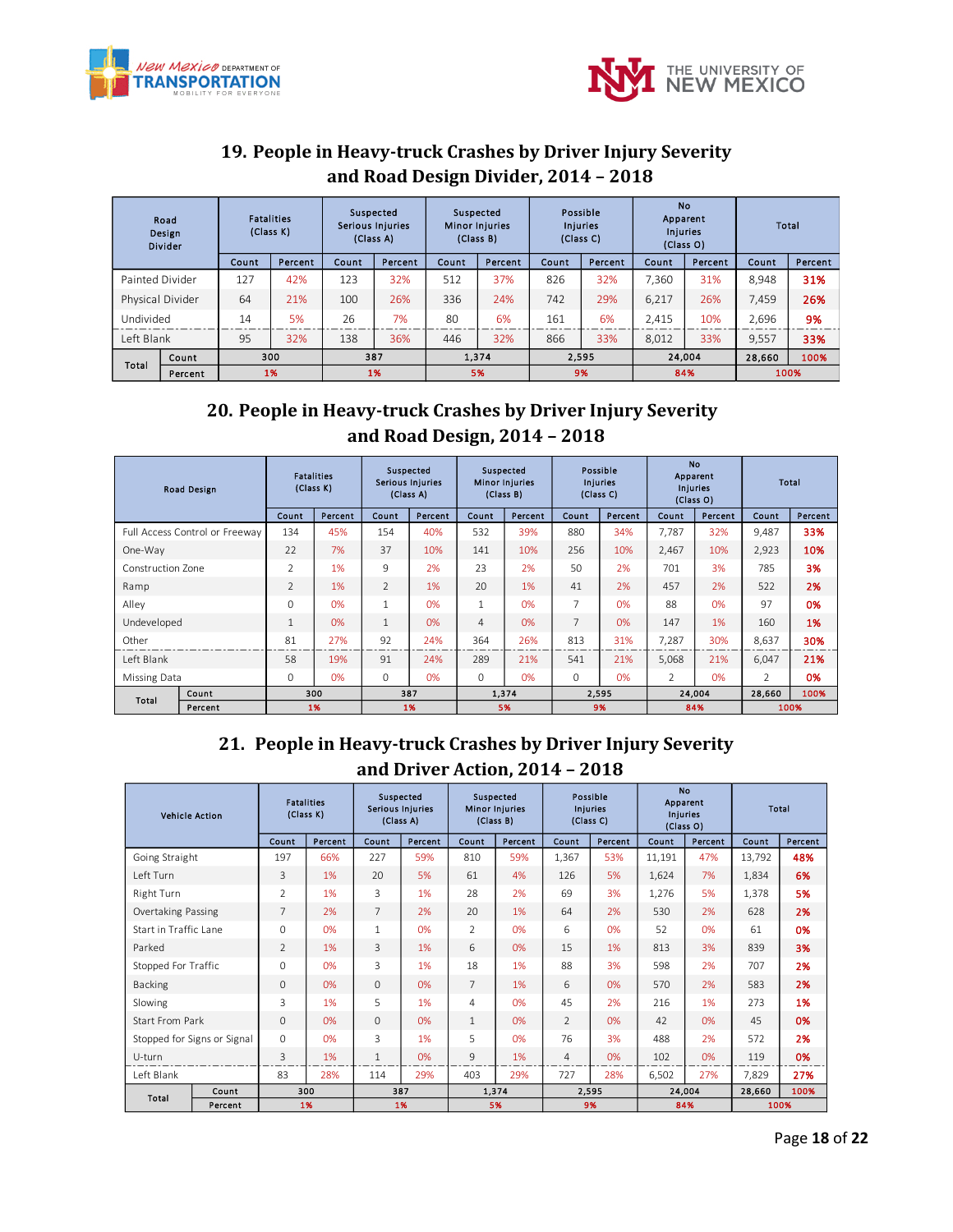## 19. People in Heavy-truck Crashes by Driver Injury Severity and Road Design Divider, 2014 – 2018

| Road Design Divider | | Fatalities (Class K) | | Suspected Serious Injuries (Class A) | | Suspected Minor Injuries (Class B) | | Possible Injuries (Class C) | | No Apparent Injuries (Class O) | | Total | |
|---|---|---|---|---|---|---|---|---|---|---|---|---|---|
| | | Count | Percent | Count | Percent | Count | Percent | Count | Percent | Count | Percent | Count | Percent |
| Painted Divider | | 127 | 42% | 123 | 32% | 512 | 37% | 826 | 32% | 7,360 | 31% | 8,948 | **31%** |
| Physical Divider | | 64 | 21% | 100 | 26% | 336 | 24% | 742 | 29% | 6,217 | 26% | 7,459 | **26%** |
| Undivided | | 14 | 5% | 26 | 7% | 80 | 6% | 161 | 6% | 2,415 | 10% | 2,696 | **9%** |
| Left Blank | | 95 | 32% | 138 | 36% | 446 | 32% | 866 | 33% | 8,012 | 33% | 9,557 | **33%** |
| Total | Count | 300 | | 387 | | 1,374 | | 2,595 | | 24,004 | | 28,660 | 100% |
| | Percent | 1% | | 1% | | 5% | | 9% | | 84% | | 100% | |

## 20. People in Heavy-truck Crashes by Driver Injury Severity and Road Design, 2014 – 2018

| Road Design | | Fatalities (Class K) | | Suspected Serious Injuries (Class A) | | Suspected Minor Injuries (Class B) | | Possible Injuries (Class C) | | No Apparent Injuries (Class O) | | Total | |
|---|---|---|---|---|---|---|---|---|---|---|---|---|---|
| | | Count | Percent | Count | Percent | Count | Percent | Count | Percent | Count | Percent | Count | Percent |
| Full Access Control or Freeway | | 134 | 45% | 154 | 40% | 532 | 39% | 880 | 34% | 7,787 | 32% | 9,487 | **33%** |
| One-Way | | 22 | 7% | 37 | 10% | 141 | 10% | 256 | 10% | 2,467 | 10% | 2,923 | **10%** |
| Construction Zone | | 2 | 1% | 9 | 2% | 23 | 2% | 50 | 2% | 701 | 3% | 785 | **3%** |
| Ramp | | 2 | 1% | 2 | 1% | 20 | 1% | 41 | 2% | 457 | 2% | 522 | **2%** |
| Alley | | 0 | 0% | 1 | 0% | 1 | 0% | 7 | 0% | 88 | 0% | 97 | **0%** |
| Undeveloped | | 1 | 0% | 1 | 0% | 4 | 0% | 7 | 0% | 147 | 1% | 160 | **1%** |
| Other | | 81 | 27% | 92 | 24% | 364 | 26% | 813 | 31% | 7,287 | 30% | 8,637 | **30%** |
| Left Blank | | 58 | 19% | 91 | 24% | 289 | 21% | 541 | 21% | 5,068 | 21% | 6,047 | **21%** |
| Missing Data | | 0 | 0% | 0 | 0% | 0 | 0% | 0 | 0% | 2 | 0% | 2 | **0%** |
| Total | Count | 300 | | 387 | | 1,374 | | 2,595 | | 24,004 | | 28,660 | 100% |
| | Percent | 1% | | 1% | | 5% | | 9% | | 84% | | 100% | |

## 21. People in Heavy-truck Crashes by Driver Injury Severity and Driver Action, 2014 – 2018

| Vehicle Action | | Fatalities (Class K) | | Suspected Serious Injuries (Class A) | | Suspected Minor Injuries (Class B) | | Possible Injuries (Class C) | | No Apparent Injuries (Class O) | | Total | |
|---|---|---|---|---|---|---|---|---|---|---|---|---|---|
| | | Count | Percent | Count | Percent | Count | Percent | Count | Percent | Count | Percent | Count | Percent |
| Going Straight | | 197 | 66% | 227 | 59% | 810 | 59% | 1,367 | 53% | 11,191 | 47% | 13,792 | **48%** |
| Left Turn | | 3 | 1% | 20 | 5% | 61 | 4% | 126 | 5% | 1,624 | 7% | 1,834 | **6%** |
| Right Turn | | 2 | 1% | 3 | 1% | 28 | 2% | 69 | 3% | 1,276 | 5% | 1,378 | **5%** |
| Overtaking Passing | | 7 | 2% | 7 | 2% | 20 | 1% | 64 | 2% | 530 | 2% | 628 | **2%** |
| Start in Traffic Lane | | 0 | 0% | 1 | 0% | 2 | 0% | 6 | 0% | 52 | 0% | 61 | **0%** |
| Parked | | 2 | 1% | 3 | 1% | 6 | 0% | 15 | 1% | 813 | 3% | 839 | **3%** |
| Stopped For Traffic | | 0 | 0% | 3 | 1% | 18 | 1% | 88 | 3% | 598 | 2% | 707 | **2%** |
| Backing | | 0 | 0% | 0 | 0% | 7 | 1% | 6 | 0% | 570 | 2% | 583 | **2%** |
| Slowing | | 3 | 1% | 5 | 1% | 4 | 0% | 45 | 2% | 216 | 1% | 273 | **1%** |
| Start From Park | | 0 | 0% | 0 | 0% | 1 | 0% | 2 | 0% | 42 | 0% | 45 | **0%** |
| Stopped for Signs or Signal | | 0 | 0% | 3 | 1% | 5 | 0% | 76 | 3% | 488 | 2% | 572 | **2%** |
| U-turn | | 3 | 1% | 1 | 0% | 9 | 1% | 4 | 0% | 102 | 0% | 119 | **0%** |
| Left Blank | | 83 | 28% | 114 | 29% | 403 | 29% | 727 | 28% | 6,502 | 27% | 7,829 | **27%** |
| Total | Count | 300 | | 387 | | 1,374 | | 2,595 | | 24,004 | | 28,660 | 100% |
| | Percent | 1% | | 1% | | 5% | | 9% | | 84% | | 100% | |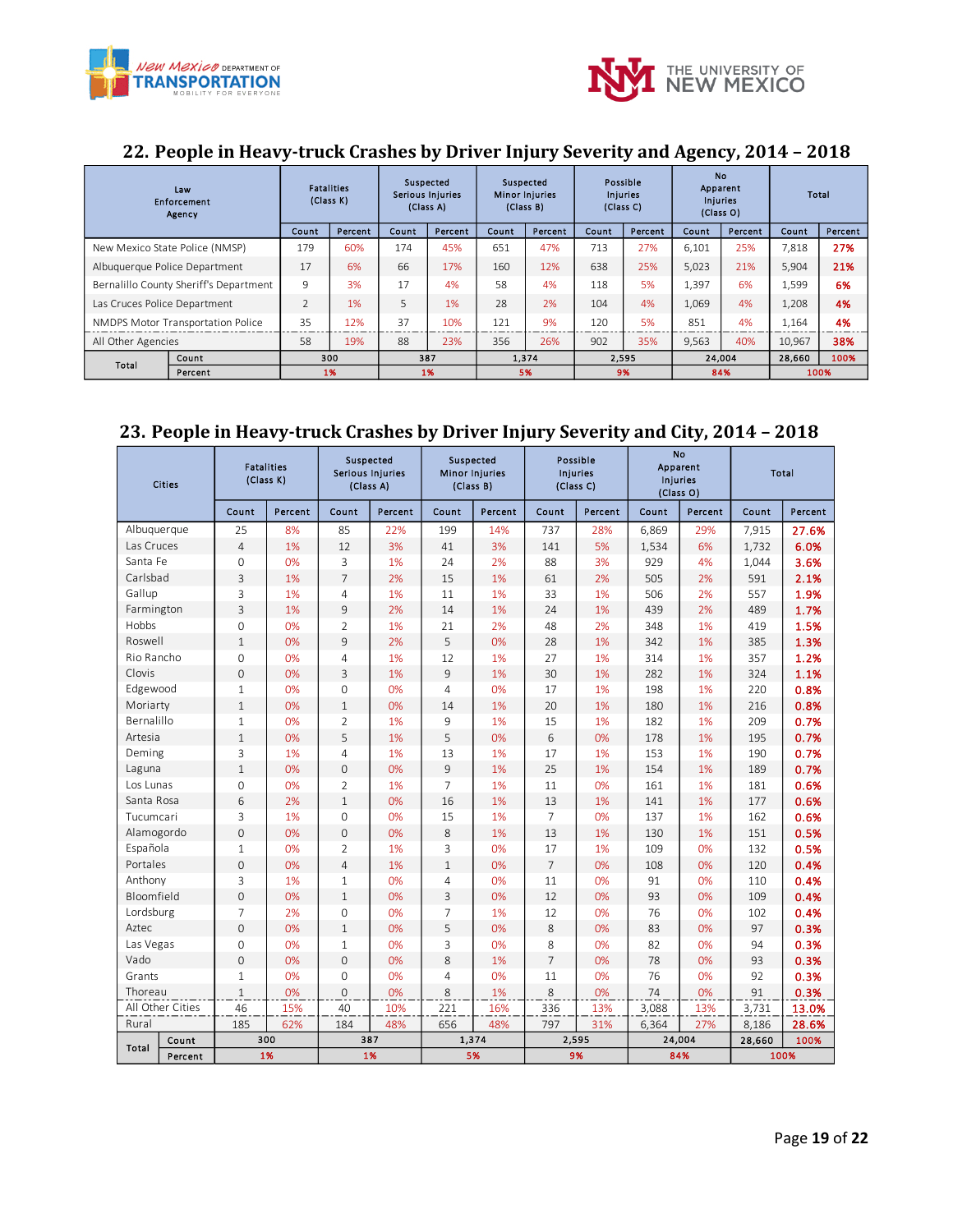## 22. People in Heavy-truck Crashes by Driver Injury Severity and Agency, 2014 – 2018

| Law Enforcement Agency | Fatalities (Class K) | | Suspected Serious Injuries (Class A) | | Suspected Minor Injuries (Class B) | | Possible Injuries (Class C) | | No Apparent Injuries (Class O) | | Total | |
|---|---|---|---|---|---|---|---|---|---|---|---|---|
| | Count | Percent | Count | Percent | Count | Percent | Count | Percent | Count | Percent | Count | Percent |
| New Mexico State Police (NMSP) | 179 | 60% | 174 | 45% | 651 | 47% | 713 | 27% | 6,101 | 25% | 7,818 | 27% |
| Albuquerque Police Department | 17 | 6% | 66 | 17% | 160 | 12% | 638 | 25% | 5,023 | 21% | 5,904 | 21% |
| Bernalillo County Sheriff's Department | 9 | 3% | 17 | 4% | 58 | 4% | 118 | 5% | 1,397 | 6% | 1,599 | 6% |
| Las Cruces Police Department | 2 | 1% | 5 | 1% | 28 | 2% | 104 | 4% | 1,069 | 4% | 1,208 | 4% |
| NMDPS Motor Transportation Police | 35 | 12% | 37 | 10% | 121 | 9% | 120 | 5% | 851 | 4% | 1,164 | 4% |
| All Other Agencies | 58 | 19% | 88 | 23% | 356 | 26% | 902 | 35% | 9,563 | 40% | 10,967 | 38% |
| Total Count | 300 | | 387 | | 1,374 | | 2,595 | | 24,004 | | 28,660 | 100% |
| Total Percent | 1% | | 1% | | 5% | | 9% | | 84% | | 100% | |

## 23. People in Heavy-truck Crashes by Driver Injury Severity and City, 2014 – 2018

| Cities | Fatalities (Class K) | | Suspected Serious Injuries (Class A) | | Suspected Minor Injuries (Class B) | | Possible Injuries (Class C) | | No Apparent Injuries (Class O) | | Total | |
|---|---|---|---|---|---|---|---|---|---|---|---|---|
| | Count | Percent | Count | Percent | Count | Percent | Count | Percent | Count | Percent | Count | Percent |
| Albuquerque | 25 | 8% | 85 | 22% | 199 | 14% | 737 | 28% | 6,869 | 29% | 7,915 | 27.6% |
| Las Cruces | 4 | 1% | 12 | 3% | 41 | 3% | 141 | 5% | 1,534 | 6% | 1,732 | 6.0% |
| Santa Fe | 0 | 0% | 3 | 1% | 24 | 2% | 88 | 3% | 929 | 4% | 1,044 | 3.6% |
| Carlsbad | 3 | 1% | 7 | 2% | 15 | 1% | 61 | 2% | 505 | 2% | 591 | 2.1% |
| Gallup | 3 | 1% | 4 | 1% | 11 | 1% | 33 | 1% | 506 | 2% | 557 | 1.9% |
| Farmington | 3 | 1% | 9 | 2% | 14 | 1% | 24 | 1% | 439 | 2% | 489 | 1.7% |
| Hobbs | 0 | 0% | 2 | 1% | 21 | 2% | 48 | 2% | 348 | 1% | 419 | 1.5% |
| Roswell | 1 | 0% | 9 | 2% | 5 | 0% | 28 | 1% | 342 | 1% | 385 | 1.3% |
| Rio Rancho | 0 | 0% | 4 | 1% | 12 | 1% | 27 | 1% | 314 | 1% | 357 | 1.2% |
| Clovis | 0 | 0% | 3 | 1% | 9 | 1% | 30 | 1% | 282 | 1% | 324 | 1.1% |
| Edgewood | 1 | 0% | 0 | 0% | 4 | 0% | 17 | 1% | 198 | 1% | 220 | 0.8% |
| Moriarty | 1 | 0% | 1 | 0% | 14 | 1% | 20 | 1% | 180 | 1% | 216 | 0.8% |
| Bernalillo | 1 | 0% | 2 | 1% | 9 | 1% | 15 | 1% | 182 | 1% | 209 | 0.7% |
| Artesia | 1 | 0% | 5 | 1% | 5 | 0% | 6 | 0% | 178 | 1% | 195 | 0.7% |
| Deming | 3 | 1% | 4 | 1% | 13 | 1% | 17 | 1% | 153 | 1% | 190 | 0.7% |
| Laguna | 1 | 0% | 0 | 0% | 9 | 1% | 25 | 1% | 154 | 1% | 189 | 0.7% |
| Los Lunas | 0 | 0% | 2 | 1% | 7 | 1% | 11 | 0% | 161 | 1% | 181 | 0.6% |
| Santa Rosa | 6 | 2% | 1 | 0% | 16 | 1% | 13 | 1% | 141 | 1% | 177 | 0.6% |
| Tucumcari | 3 | 1% | 0 | 0% | 15 | 1% | 7 | 0% | 137 | 1% | 162 | 0.6% |
| Alamogordo | 0 | 0% | 0 | 0% | 8 | 1% | 13 | 1% | 130 | 1% | 151 | 0.5% |
| Española | 1 | 0% | 2 | 1% | 3 | 0% | 17 | 1% | 109 | 0% | 132 | 0.5% |
| Portales | 0 | 0% | 4 | 1% | 1 | 0% | 7 | 0% | 108 | 0% | 120 | 0.4% |
| Anthony | 3 | 1% | 1 | 0% | 4 | 0% | 11 | 0% | 91 | 0% | 110 | 0.4% |
| Bloomfield | 0 | 0% | 1 | 0% | 3 | 0% | 12 | 0% | 93 | 0% | 109 | 0.4% |
| Lordsburg | 7 | 2% | 0 | 0% | 7 | 1% | 12 | 0% | 76 | 0% | 102 | 0.4% |
| Aztec | 0 | 0% | 1 | 0% | 5 | 0% | 8 | 0% | 83 | 0% | 97 | 0.3% |
| Las Vegas | 0 | 0% | 1 | 0% | 3 | 0% | 8 | 0% | 82 | 0% | 94 | 0.3% |
| Vado | 0 | 0% | 0 | 0% | 8 | 1% | 7 | 0% | 78 | 0% | 93 | 0.3% |
| Grants | 1 | 0% | 0 | 0% | 4 | 0% | 11 | 0% | 76 | 0% | 92 | 0.3% |
| Thoreau | 1 | 0% | 0 | 0% | 8 | 1% | 8 | 0% | 74 | 0% | 91 | 0.3% |
| All Other Cities | 46 | 15% | 40 | 10% | 221 | 16% | 336 | 13% | 3,088 | 13% | 3,731 | 13.0% |
| Rural | 185 | 62% | 184 | 48% | 656 | 48% | 797 | 31% | 6,364 | 27% | 8,186 | 28.6% |
| Total Count | 300 | | 387 | | 1,374 | | 2,595 | | 24,004 | | 28,660 | 100% |
| Total Percent | 1% | | 1% | | 5% | | 9% | | 84% | | 100% | |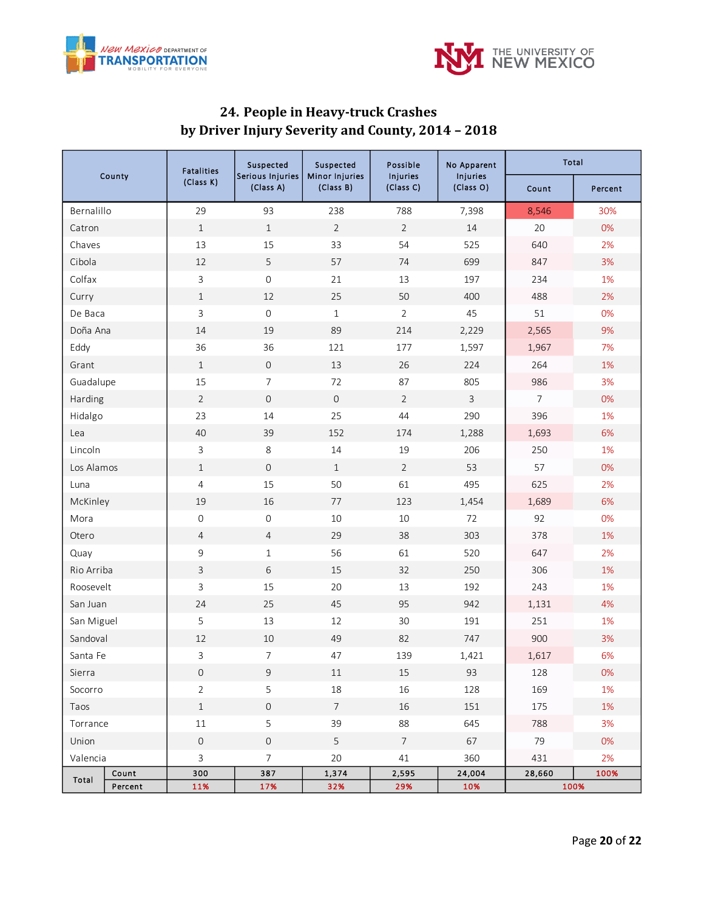## 24. People in Heavy-truck Crashes by Driver Injury Severity and County, 2014 – 2018

| County | | Fatalities (Class K) | Suspected Serious Injuries (Class A) | Suspected Minor Injuries (Class B) | Possible Injuries (Class C) | No Apparent Injuries (Class O) | Total | |
|---|---|---|---|---|---|---|---|---|
| | | | | | | | Count | Percent |
| Bernalillo | | 29 | 93 | 238 | 788 | 7,398 | 8,546 | 30% |
| Catron | | 1 | 1 | 2 | 2 | 14 | 20 | 0% |
| Chaves | | 13 | 15 | 33 | 54 | 525 | 640 | 2% |
| Cibola | | 12 | 5 | 57 | 74 | 699 | 847 | 3% |
| Colfax | | 3 | 0 | 21 | 13 | 197 | 234 | 1% |
| Curry | | 1 | 12 | 25 | 50 | 400 | 488 | 2% |
| De Baca | | 3 | 0 | 1 | 2 | 45 | 51 | 0% |
| Doña Ana | | 14 | 19 | 89 | 214 | 2,229 | 2,565 | 9% |
| Eddy | | 36 | 36 | 121 | 177 | 1,597 | 1,967 | 7% |
| Grant | | 1 | 0 | 13 | 26 | 224 | 264 | 1% |
| Guadalupe | | 15 | 7 | 72 | 87 | 805 | 986 | 3% |
| Harding | | 2 | 0 | 0 | 2 | 3 | 7 | 0% |
| Hidalgo | | 23 | 14 | 25 | 44 | 290 | 396 | 1% |
| Lea | | 40 | 39 | 152 | 174 | 1,288 | 1,693 | 6% |
| Lincoln | | 3 | 8 | 14 | 19 | 206 | 250 | 1% |
| Los Alamos | | 1 | 0 | 1 | 2 | 53 | 57 | 0% |
| Luna | | 4 | 15 | 50 | 61 | 495 | 625 | 2% |
| McKinley | | 19 | 16 | 77 | 123 | 1,454 | 1,689 | 6% |
| Mora | | 0 | 0 | 10 | 10 | 72 | 92 | 0% |
| Otero | | 4 | 4 | 29 | 38 | 303 | 378 | 1% |
| Quay | | 9 | 1 | 56 | 61 | 520 | 647 | 2% |
| Rio Arriba | | 3 | 6 | 15 | 32 | 250 | 306 | 1% |
| Roosevelt | | 3 | 15 | 20 | 13 | 192 | 243 | 1% |
| San Juan | | 24 | 25 | 45 | 95 | 942 | 1,131 | 4% |
| San Miguel | | 5 | 13 | 12 | 30 | 191 | 251 | 1% |
| Sandoval | | 12 | 10 | 49 | 82 | 747 | 900 | 3% |
| Santa Fe | | 3 | 7 | 47 | 139 | 1,421 | 1,617 | 6% |
| Sierra | | 0 | 9 | 11 | 15 | 93 | 128 | 0% |
| Socorro | | 2 | 5 | 18 | 16 | 128 | 169 | 1% |
| Taos | | 1 | 0 | 7 | 16 | 151 | 175 | 1% |
| Torrance | | 11 | 5 | 39 | 88 | 645 | 788 | 3% |
| Union | | 0 | 0 | 5 | 7 | 67 | 79 | 0% |
| Valencia | | 3 | 7 | 20 | 41 | 360 | 431 | 2% |
| Total | Count | 300 | 387 | 1,374 | 2,595 | 24,004 | 28,660 | 100% |
| | Percent | 11% | 17% | 32% | 29% | 10% | 100% | |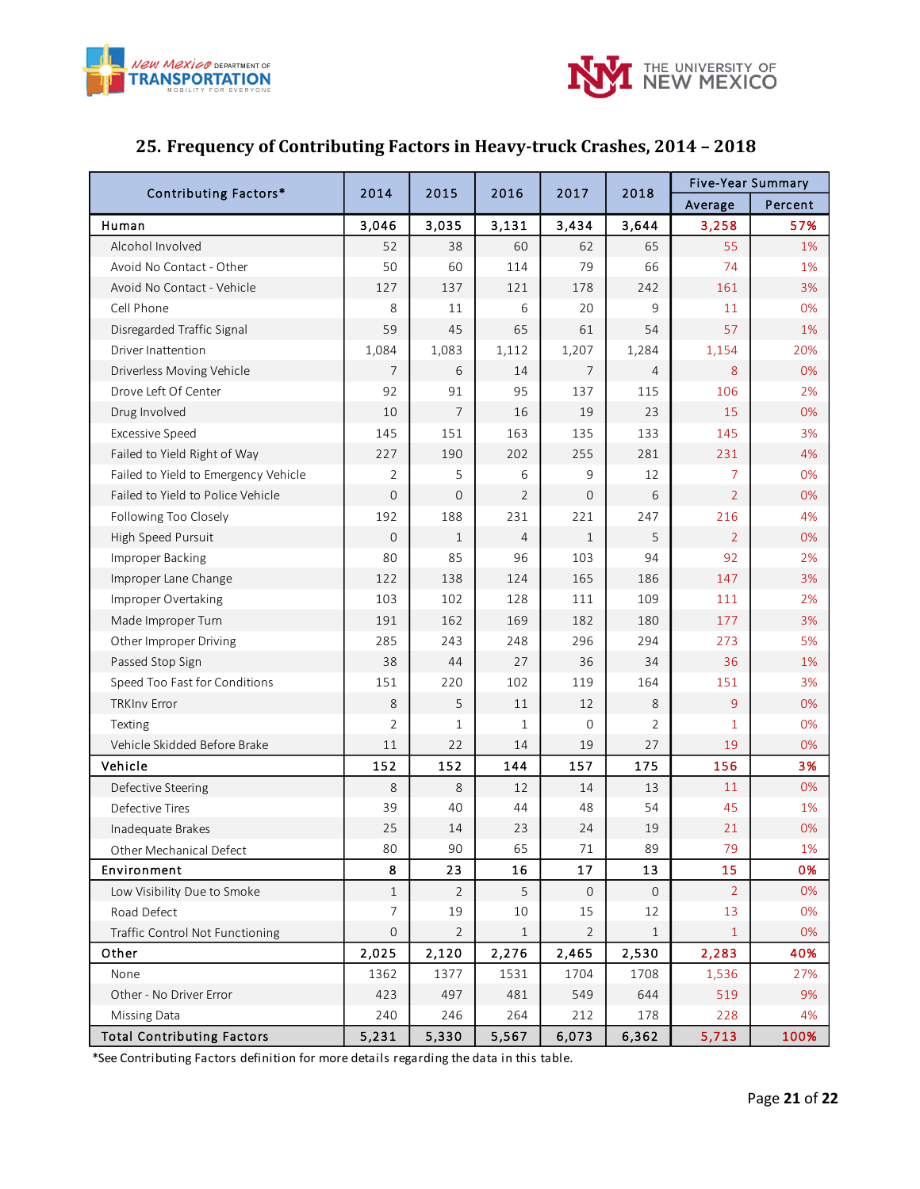## 25. Frequency of Contributing Factors in Heavy-truck Crashes, 2014 – 2018

| Contributing Factors* | 2014 | 2015 | 2016 | 2017 | 2018 | Five-Year Summary | |
|---|---|---|---|---|---|---|---|
| | | | | | | Average | Percent |
| **Human** | **3,046** | **3,035** | **3,131** | **3,434** | **3,644** | **3,258** | **57%** |
| Alcohol Involved | 52 | 38 | 60 | 62 | 65 | 55 | 1% |
| Avoid No Contact - Other | 50 | 60 | 114 | 79 | 66 | 74 | 1% |
| Avoid No Contact - Vehicle | 127 | 137 | 121 | 178 | 242 | 161 | 3% |
| Cell Phone | 8 | 11 | 6 | 20 | 9 | 11 | 0% |
| Disregarded Traffic Signal | 59 | 45 | 65 | 61 | 54 | 57 | 1% |
| Driver Inattention | 1,084 | 1,083 | 1,112 | 1,207 | 1,284 | 1,154 | 20% |
| Driverless Moving Vehicle | 7 | 6 | 14 | 7 | 4 | 8 | 0% |
| Drove Left Of Center | 92 | 91 | 95 | 137 | 115 | 106 | 2% |
| Drug Involved | 10 | 7 | 16 | 19 | 23 | 15 | 0% |
| Excessive Speed | 145 | 151 | 163 | 135 | 133 | 145 | 3% |
| Failed to Yield Right of Way | 227 | 190 | 202 | 255 | 281 | 231 | 4% |
| Failed to Yield to Emergency Vehicle | 2 | 5 | 6 | 9 | 12 | 7 | 0% |
| Failed to Yield to Police Vehicle | 0 | 0 | 2 | 0 | 6 | 2 | 0% |
| Following Too Closely | 192 | 188 | 231 | 221 | 247 | 216 | 4% |
| High Speed Pursuit | 0 | 1 | 4 | 1 | 5 | 2 | 0% |
| Improper Backing | 80 | 85 | 96 | 103 | 94 | 92 | 2% |
| Improper Lane Change | 122 | 138 | 124 | 165 | 186 | 147 | 3% |
| Improper Overtaking | 103 | 102 | 128 | 111 | 109 | 111 | 2% |
| Made Improper Turn | 191 | 162 | 169 | 182 | 180 | 177 | 3% |
| Other Improper Driving | 285 | 243 | 248 | 296 | 294 | 273 | 5% |
| Passed Stop Sign | 38 | 44 | 27 | 36 | 34 | 36 | 1% |
| Speed Too Fast for Conditions | 151 | 220 | 102 | 119 | 164 | 151 | 3% |
| TRKInv Error | 8 | 5 | 11 | 12 | 8 | 9 | 0% |
| Texting | 2 | 1 | 1 | 0 | 2 | 1 | 0% |
| Vehicle Skidded Before Brake | 11 | 22 | 14 | 19 | 27 | 19 | 0% |
| **Vehicle** | **152** | **152** | **144** | **157** | **175** | **156** | **3%** |
| Defective Steering | 8 | 8 | 12 | 14 | 13 | 11 | 0% |
| Defective Tires | 39 | 40 | 44 | 48 | 54 | 45 | 1% |
| Inadequate Brakes | 25 | 14 | 23 | 24 | 19 | 21 | 0% |
| Other Mechanical Defect | 80 | 90 | 65 | 71 | 89 | 79 | 1% |
| **Environment** | **8** | **23** | **16** | **17** | **13** | **15** | **0%** |
| Low Visibility Due to Smoke | 1 | 2 | 5 | 0 | 0 | 2 | 0% |
| Road Defect | 7 | 19 | 10 | 15 | 12 | 13 | 0% |
| Traffic Control Not Functioning | 0 | 2 | 1 | 2 | 1 | 1 | 0% |
| **Other** | **2,025** | **2,120** | **2,276** | **2,465** | **2,530** | **2,283** | **40%** |
| None | 1362 | 1377 | 1531 | 1704 | 1708 | 1,536 | 27% |
| Other - No Driver Error | 423 | 497 | 481 | 549 | 644 | 519 | 9% |
| Missing Data | 240 | 246 | 264 | 212 | 178 | 228 | 4% |
| **Total Contributing Factors** | **5,231** | **5,330** | **5,567** | **6,073** | **6,362** | **5,713** | **100%** |

*See Contributing Factors definition for more details regarding the data in this table.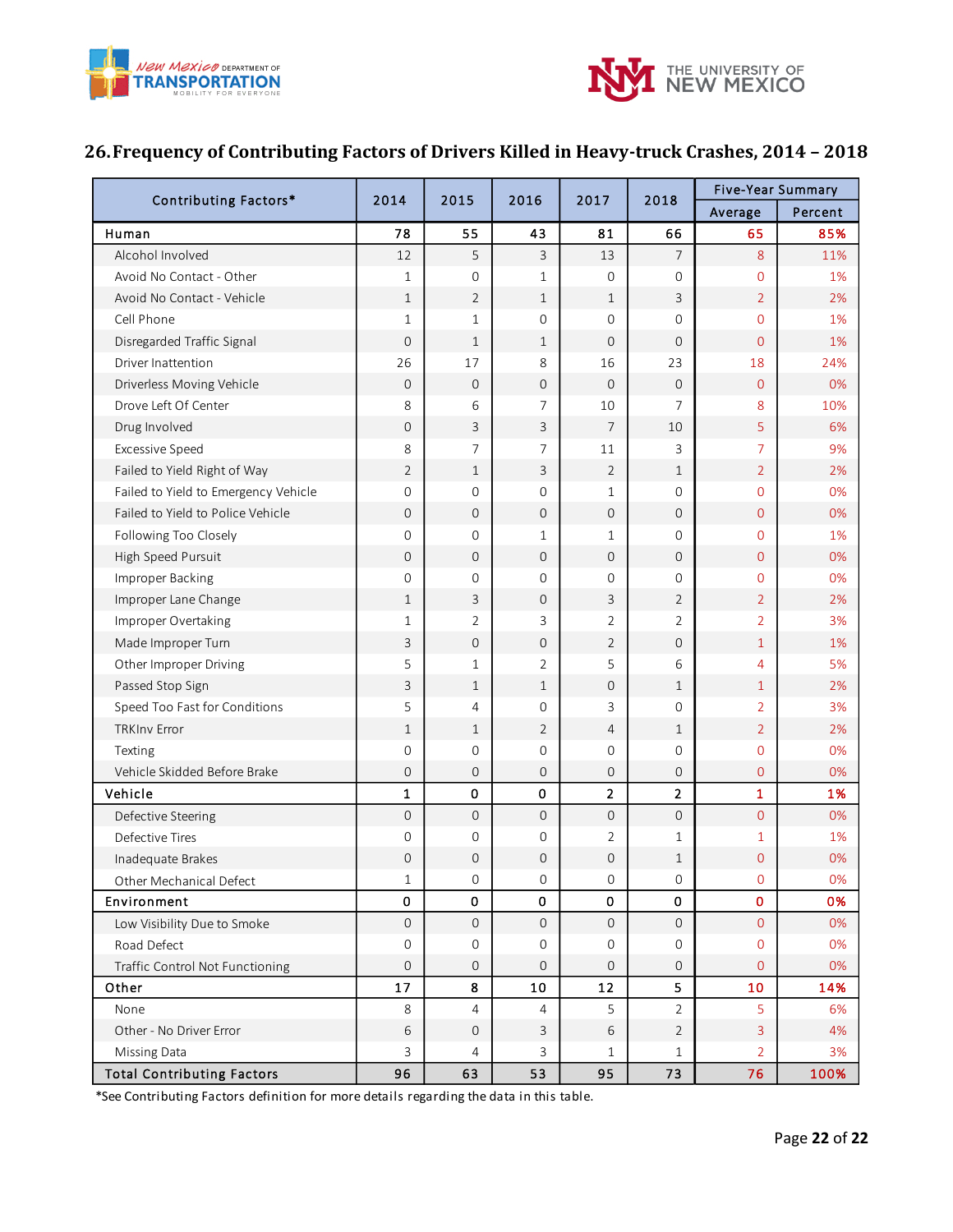## 26. Frequency of Contributing Factors of Drivers Killed in Heavy-truck Crashes, 2014 – 2018

| Contributing Factors* | 2014 | 2015 | 2016 | 2017 | 2018 | Five-Year Summary | |
|---|---|---|---|---|---|---|---|
| | | | | | | Average | Percent |
| **Human** | **78** | **55** | **43** | **81** | **66** | **65** | **85%** |
| Alcohol Involved | 12 | 5 | 3 | 13 | 7 | 8 | 11% |
| Avoid No Contact - Other | 1 | 0 | 1 | 0 | 0 | 0 | 1% |
| Avoid No Contact - Vehicle | 1 | 2 | 1 | 1 | 3 | 2 | 2% |
| Cell Phone | 1 | 1 | 0 | 0 | 0 | 0 | 1% |
| Disregarded Traffic Signal | 0 | 1 | 1 | 0 | 0 | 0 | 1% |
| Driver Inattention | 26 | 17 | 8 | 16 | 23 | 18 | 24% |
| Driverless Moving Vehicle | 0 | 0 | 0 | 0 | 0 | 0 | 0% |
| Drove Left Of Center | 8 | 6 | 7 | 10 | 7 | 8 | 10% |
| Drug Involved | 0 | 3 | 3 | 7 | 10 | 5 | 6% |
| Excessive Speed | 8 | 7 | 7 | 11 | 3 | 7 | 9% |
| Failed to Yield Right of Way | 2 | 1 | 3 | 2 | 1 | 2 | 2% |
| Failed to Yield to Emergency Vehicle | 0 | 0 | 0 | 1 | 0 | 0 | 0% |
| Failed to Yield to Police Vehicle | 0 | 0 | 0 | 0 | 0 | 0 | 0% |
| Following Too Closely | 0 | 0 | 1 | 1 | 0 | 0 | 1% |
| High Speed Pursuit | 0 | 0 | 0 | 0 | 0 | 0 | 0% |
| Improper Backing | 0 | 0 | 0 | 0 | 0 | 0 | 0% |
| Improper Lane Change | 1 | 3 | 0 | 3 | 2 | 2 | 2% |
| Improper Overtaking | 1 | 2 | 3 | 2 | 2 | 2 | 3% |
| Made Improper Turn | 3 | 0 | 0 | 2 | 0 | 1 | 1% |
| Other Improper Driving | 5 | 1 | 2 | 5 | 6 | 4 | 5% |
| Passed Stop Sign | 3 | 1 | 1 | 0 | 1 | 1 | 2% |
| Speed Too Fast for Conditions | 5 | 4 | 0 | 3 | 0 | 2 | 3% |
| TRKInv Error | 1 | 1 | 2 | 4 | 1 | 2 | 2% |
| Texting | 0 | 0 | 0 | 0 | 0 | 0 | 0% |
| Vehicle Skidded Before Brake | 0 | 0 | 0 | 0 | 0 | 0 | 0% |
| **Vehicle** | **1** | **0** | **0** | **2** | **2** | **1** | **1%** |
| Defective Steering | 0 | 0 | 0 | 0 | 0 | 0 | 0% |
| Defective Tires | 0 | 0 | 0 | 2 | 1 | 1 | 1% |
| Inadequate Brakes | 0 | 0 | 0 | 0 | 1 | 0 | 0% |
| Other Mechanical Defect | 1 | 0 | 0 | 0 | 0 | 0 | 0% |
| **Environment** | **0** | **0** | **0** | **0** | **0** | **0** | **0%** |
| Low Visibility Due to Smoke | 0 | 0 | 0 | 0 | 0 | 0 | 0% |
| Road Defect | 0 | 0 | 0 | 0 | 0 | 0 | 0% |
| Traffic Control Not Functioning | 0 | 0 | 0 | 0 | 0 | 0 | 0% |
| **Other** | **17** | **8** | **10** | **12** | **5** | **10** | **14%** |
| None | 8 | 4 | 4 | 5 | 2 | 5 | 6% |
| Other - No Driver Error | 6 | 0 | 3 | 6 | 2 | 3 | 4% |
| Missing Data | 3 | 4 | 3 | 1 | 1 | 2 | 3% |
| **Total Contributing Factors** | **96** | **63** | **53** | **95** | **73** | **76** | **100%** |

*See Contributing Factors definition for more details regarding the data in this table.